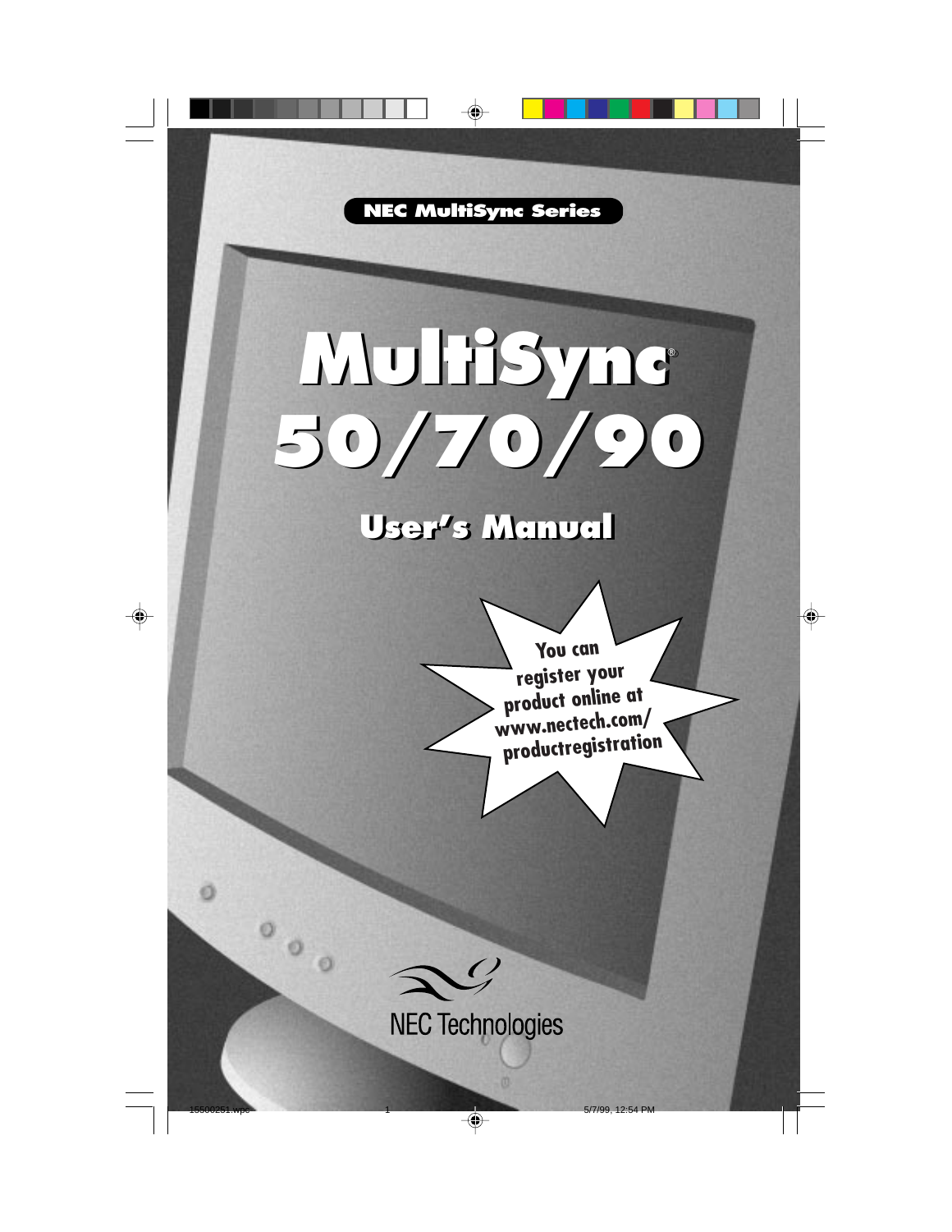NEC MultiSync Series

# MultiSync® 50/70/90

## User's Manual

You can register your product online at www.nectech.com/productregistration

NEC Technologies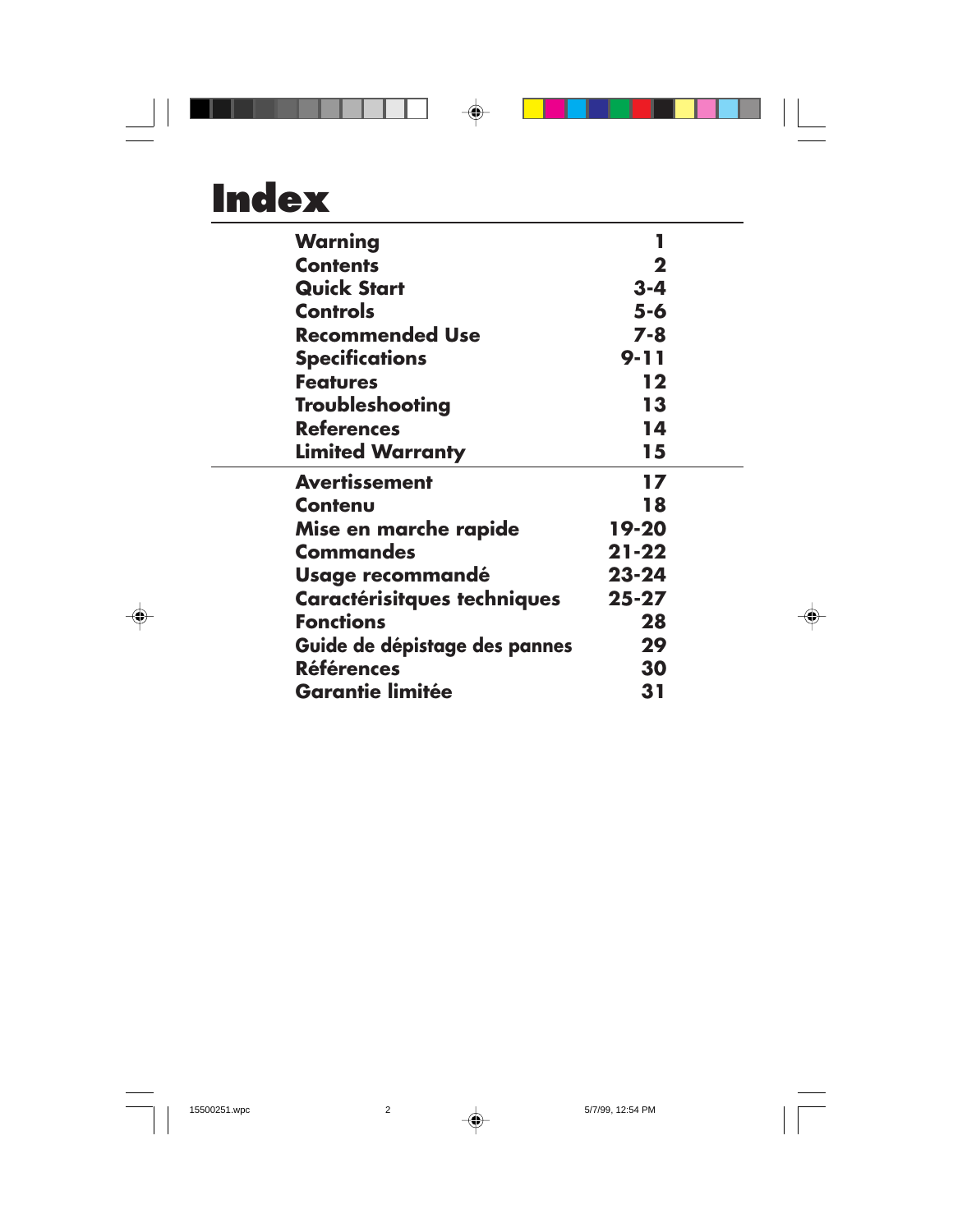# Index

| | |
|---|---|
| **Warning** | **1** |
| **Contents** | **2** |
| **Quick Start** | **3-4** |
| **Controls** | **5-6** |
| **Recommended Use** | **7-8** |
| **Specifications** | **9-11** |
| **Features** | **12** |
| **Troubleshooting** | **13** |
| **References** | **14** |
| **Limited Warranty** | **15** |
| **Avertissement** | **17** |
| **Contenu** | **18** |
| **Mise en marche rapide** | **19-20** |
| **Commandes** | **21-22** |
| **Usage recommandé** | **23-24** |
| **Caractérisitques techniques** | **25-27** |
| **Fonctions** | **28** |
| **Guide de dépistage des pannes** | **29** |
| **Références** | **30** |
| **Garantie limitée** | **31** |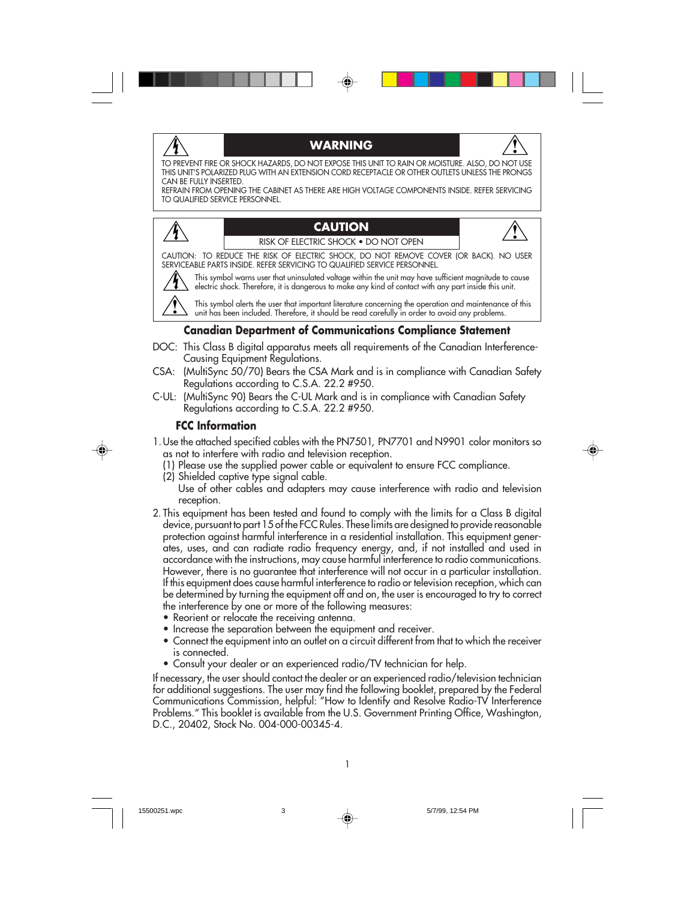## WARNING

TO PREVENT FIRE OR SHOCK HAZARDS, DO NOT EXPOSE THIS UNIT TO RAIN OR MOISTURE. ALSO, DO NOT USE THIS UNIT'S POLARIZED PLUG WITH AN EXTENSION CORD RECEPTACLE OR OTHER OUTLETS UNLESS THE PRONGS CAN BE FULLY INSERTED.

REFRAIN FROM OPENING THE CABINET AS THERE ARE HIGH VOLTAGE COMPONENTS INSIDE. REFER SERVICING TO QUALIFIED SERVICE PERSONNEL.

## CAUTION

RISK OF ELECTRIC SHOCK • DO NOT OPEN

CAUTION: TO REDUCE THE RISK OF ELECTRIC SHOCK, DO NOT REMOVE COVER (OR BACK). NO USER SERVICEABLE PARTS INSIDE. REFER SERVICING TO QUALIFIED SERVICE PERSONNEL.

This symbol warns user that uninsulated voltage within the unit may have sufficient magnitude to cause electric shock. Therefore, it is dangerous to make any kind of contact with any part inside this unit.

This symbol alerts the user that important literature concerning the operation and maintenance of this unit has been included. Therefore, it should be read carefully in order to avoid any problems.

### Canadian Department of Communications Compliance Statement

DOC: This Class B digital apparatus meets all requirements of the Canadian Interference-Causing Equipment Regulations.

CSA: (MultiSync 50/70) Bears the CSA Mark and is in compliance with Canadian Safety Regulations according to C.S.A. 22.2 #950.

C-UL: (MultiSync 90) Bears the C-UL Mark and is in compliance with Canadian Safety Regulations according to C.S.A. 22.2 #950.

### FCC Information

1. Use the attached specified cables with the PN7501, PN7701 and N9901 color monitors so as not to interfere with radio and television reception.
   (1) Please use the supplied power cable or equivalent to ensure FCC compliance.
   (2) Shielded captive type signal cable.
   Use of other cables and adapters may cause interference with radio and television reception.
2. This equipment has been tested and found to comply with the limits for a Class B digital device, pursuant to part 15 of the FCC Rules. These limits are designed to provide reasonable protection against harmful interference in a residential installation. This equipment generates, uses, and can radiate radio frequency energy, and, if not installed and used in accordance with the instructions, may cause harmful interference to radio communications. However, there is no guarantee that interference will not occur in a particular installation. If this equipment does cause harmful interference to radio or television reception, which can be determined by turning the equipment off and on, the user is encouraged to try to correct the interference by one or more of the following measures:
   - Reorient or relocate the receiving antenna.
   - Increase the separation between the equipment and receiver.
   - Connect the equipment into an outlet on a circuit different from that to which the receiver is connected.
   - Consult your dealer or an experienced radio/TV technician for help.

If necessary, the user should contact the dealer or an experienced radio/television technician for additional suggestions. The user may find the following booklet, prepared by the Federal Communications Commission, helpful: "How to Identify and Resolve Radio-TV Interference Problems." This booklet is available from the U.S. Government Printing Office, Washington, D.C., 20402, Stock No. 004-000-00345-4.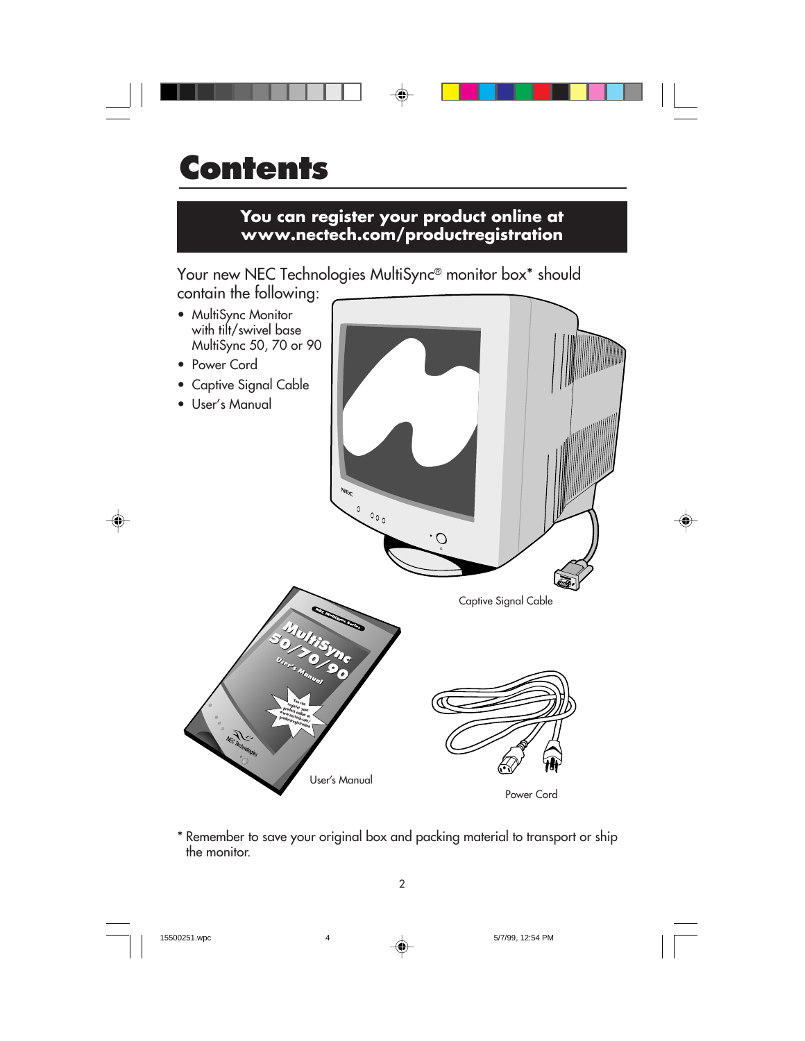# Contents

**You can register your product online at www.nectech.com/productregistration**

Your new NEC Technologies MultiSync® monitor box* should contain the following:

- MultiSync Monitor with tilt/swivel base MultiSync 50, 70 or 90
- Power Cord
- Captive Signal Cable
- User's Manual

Captive Signal Cable

User's Manual

Power Cord

* Remember to save your original box and packing material to transport or ship the monitor.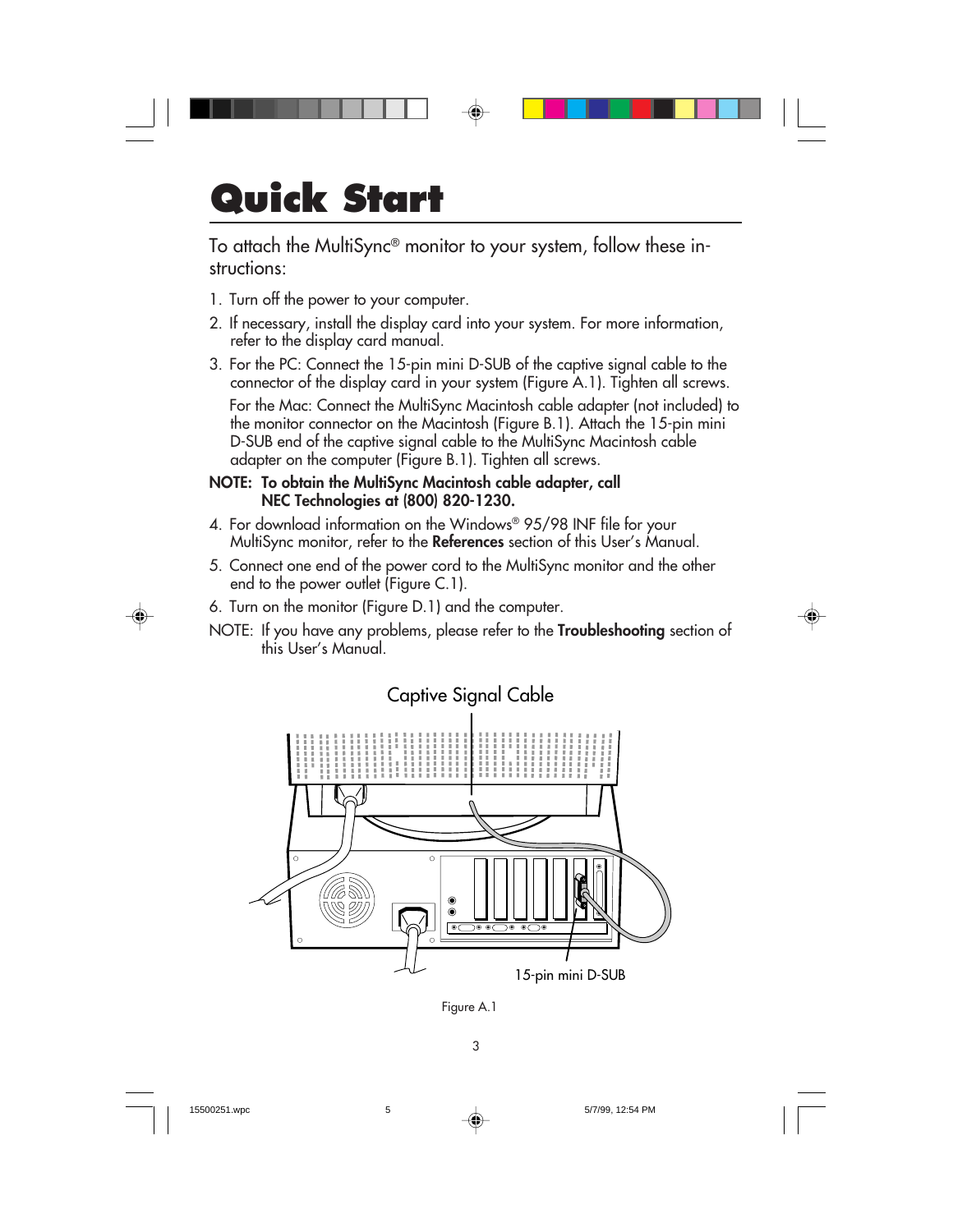# Quick Start

To attach the MultiSync® monitor to your system, follow these instructions:

1. Turn off the power to your computer.
2. If necessary, install the display card into your system. For more information, refer to the display card manual.
3. For the PC: Connect the 15-pin mini D-SUB of the captive signal cable to the connector of the display card in your system (Figure A.1). Tighten all screws.

   For the Mac: Connect the MultiSync Macintosh cable adapter (not included) to the monitor connector on the Macintosh (Figure B.1). Attach the 15-pin mini D-SUB end of the captive signal cable to the MultiSync Macintosh cable adapter on the computer (Figure B.1). Tighten all screws.

**NOTE: To obtain the MultiSync Macintosh cable adapter, call NEC Technologies at (800) 820-1230.**

4. For download information on the Windows® 95/98 INF file for your MultiSync monitor, refer to the **References** section of this User's Manual.
5. Connect one end of the power cord to the MultiSync monitor and the other end to the power outlet (Figure C.1).
6. Turn on the monitor (Figure D.1) and the computer.

NOTE: If you have any problems, please refer to the **Troubleshooting** section of this User's Manual.

Captive Signal Cable

15-pin mini D-SUB

Figure A.1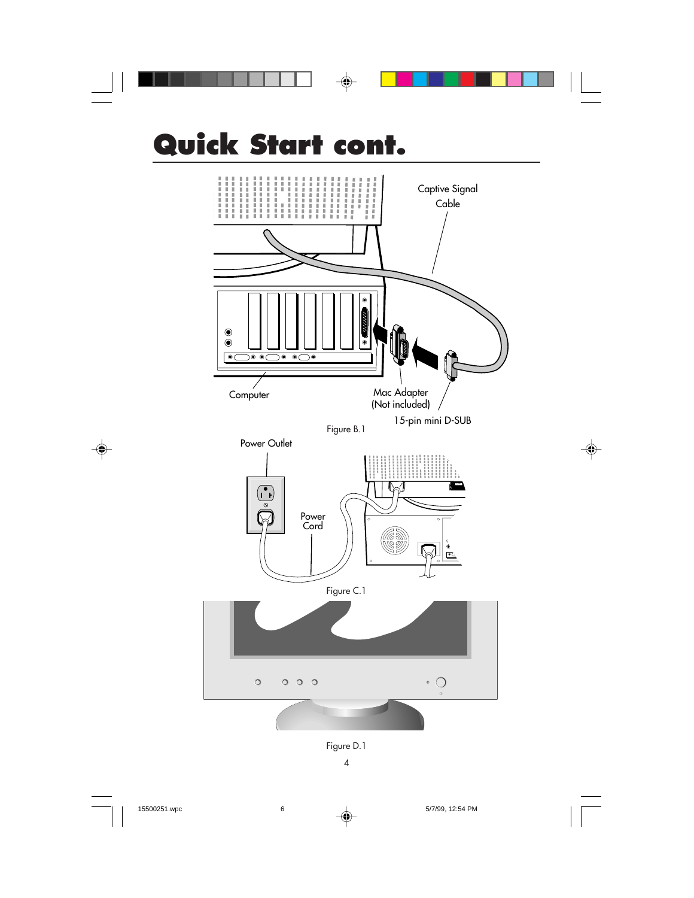# Quick Start cont.

Captive Signal Cable

Computer

Mac Adapter (Not included)

15-pin mini D-SUB

Figure B.1

Power Outlet

Power Cord

Figure C.1

Figure D.1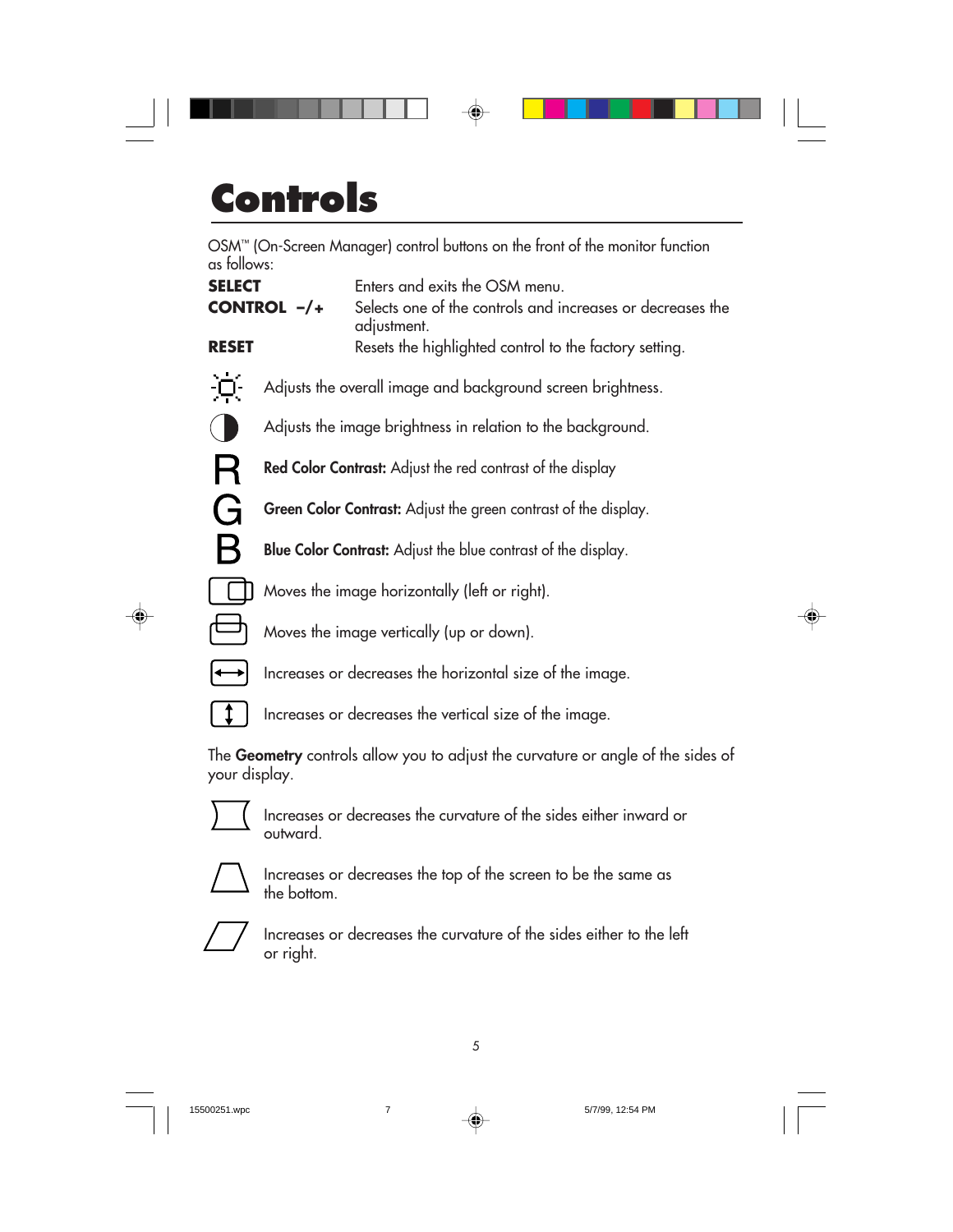# Controls

OSM™ (On-Screen Manager) control buttons on the front of the monitor function as follows:

| | |
|---|---|
| **SELECT** | Enters and exits the OSM menu. |
| **CONTROL –/+** | Selects one of the controls and increases or decreases the adjustment. |
| **RESET** | Resets the highlighted control to the factory setting. |

Adjusts the overall image and background screen brightness.

Adjusts the image brightness in relation to the background.

R **Red Color Contrast:** Adjust the red contrast of the display

G **Green Color Contrast:** Adjust the green contrast of the display.

B **Blue Color Contrast:** Adjust the blue contrast of the display.

Moves the image horizontally (left or right).

Moves the image vertically (up or down).

Increases or decreases the horizontal size of the image.

Increases or decreases the vertical size of the image.

The **Geometry** controls allow you to adjust the curvature or angle of the sides of your display.

Increases or decreases the curvature of the sides either inward or outward.

Increases or decreases the top of the screen to be the same as the bottom.

Increases or decreases the curvature of the sides either to the left or right.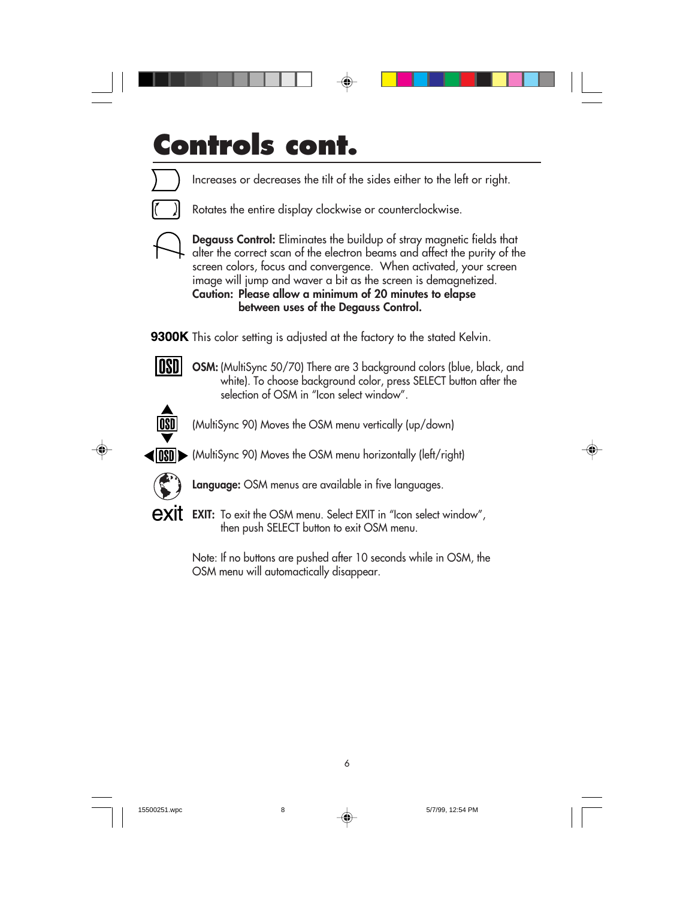# Controls cont.

Increases or decreases the tilt of the sides either to the left or right.

Rotates the entire display clockwise or counterclockwise.

**Degauss Control:** Eliminates the buildup of stray magnetic fields that alter the correct scan of the electron beams and affect the purity of the screen colors, focus and convergence. When activated, your screen image will jump and waver a bit as the screen is demagnetized.
**Caution: Please allow a minimum of 20 minutes to elapse between uses of the Degauss Control.**

**9300K** This color setting is adjusted at the factory to the stated Kelvin.

OSD **OSM:** (MultiSync 50/70) There are 3 background colors (blue, black, and white). To choose background color, press SELECT button after the selection of OSM in "Icon select window".

(MultiSync 90) Moves the OSM menu vertically (up/down)

(MultiSync 90) Moves the OSM menu horizontally (left/right)

**Language:** OSM menus are available in five languages.

exit **EXIT:** To exit the OSM menu. Select EXIT in "Icon select window", then push SELECT button to exit OSM menu.

Note: If no buttons are pushed after 10 seconds while in OSM, the OSM menu will automactically disappear.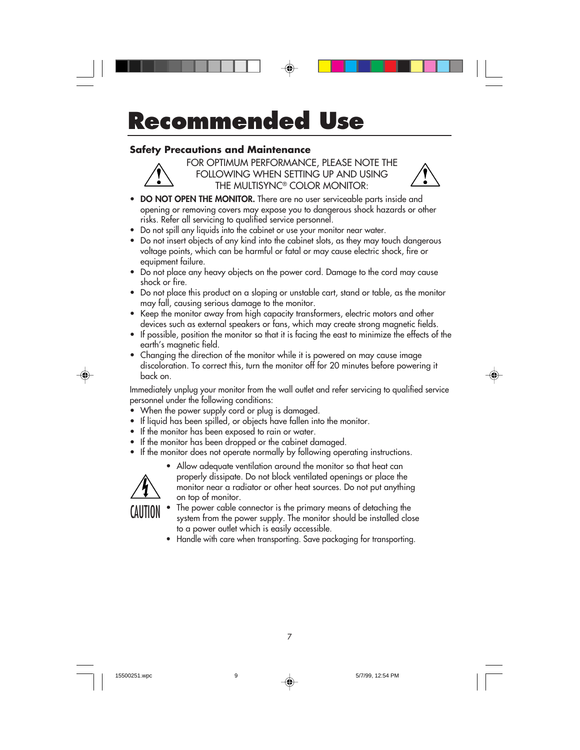# Recommended Use

## Safety Precautions and Maintenance

FOR OPTIMUM PERFORMANCE, PLEASE NOTE THE FOLLOWING WHEN SETTING UP AND USING THE MULTISYNC® COLOR MONITOR:

- **DO NOT OPEN THE MONITOR.** There are no user serviceable parts inside and opening or removing covers may expose you to dangerous shock hazards or other risks. Refer all servicing to qualified service personnel.
- Do not spill any liquids into the cabinet or use your monitor near water.
- Do not insert objects of any kind into the cabinet slots, as they may touch dangerous voltage points, which can be harmful or fatal or may cause electric shock, fire or equipment failure.
- Do not place any heavy objects on the power cord. Damage to the cord may cause shock or fire.
- Do not place this product on a sloping or unstable cart, stand or table, as the monitor may fall, causing serious damage to the monitor.
- Keep the monitor away from high capacity transformers, electric motors and other devices such as external speakers or fans, which may create strong magnetic fields.
- If possible, position the monitor so that it is facing the east to minimize the effects of the earth's magnetic field.
- Changing the direction of the monitor while it is powered on may cause image discoloration. To correct this, turn the monitor off for 20 minutes before powering it back on.

Immediately unplug your monitor from the wall outlet and refer servicing to qualified service personnel under the following conditions:

- When the power supply cord or plug is damaged.
- If liquid has been spilled, or objects have fallen into the monitor.
- If the monitor has been exposed to rain or water.
- If the monitor has been dropped or the cabinet damaged.
- If the monitor does not operate normally by following operating instructions.

CAUTION

- Allow adequate ventilation around the monitor so that heat can properly dissipate. Do not block ventilated openings or place the monitor near a radiator or other heat sources. Do not put anything on top of monitor.
- The power cable connector is the primary means of detaching the system from the power supply. The monitor should be installed close to a power outlet which is easily accessible.
- Handle with care when transporting. Save packaging for transporting.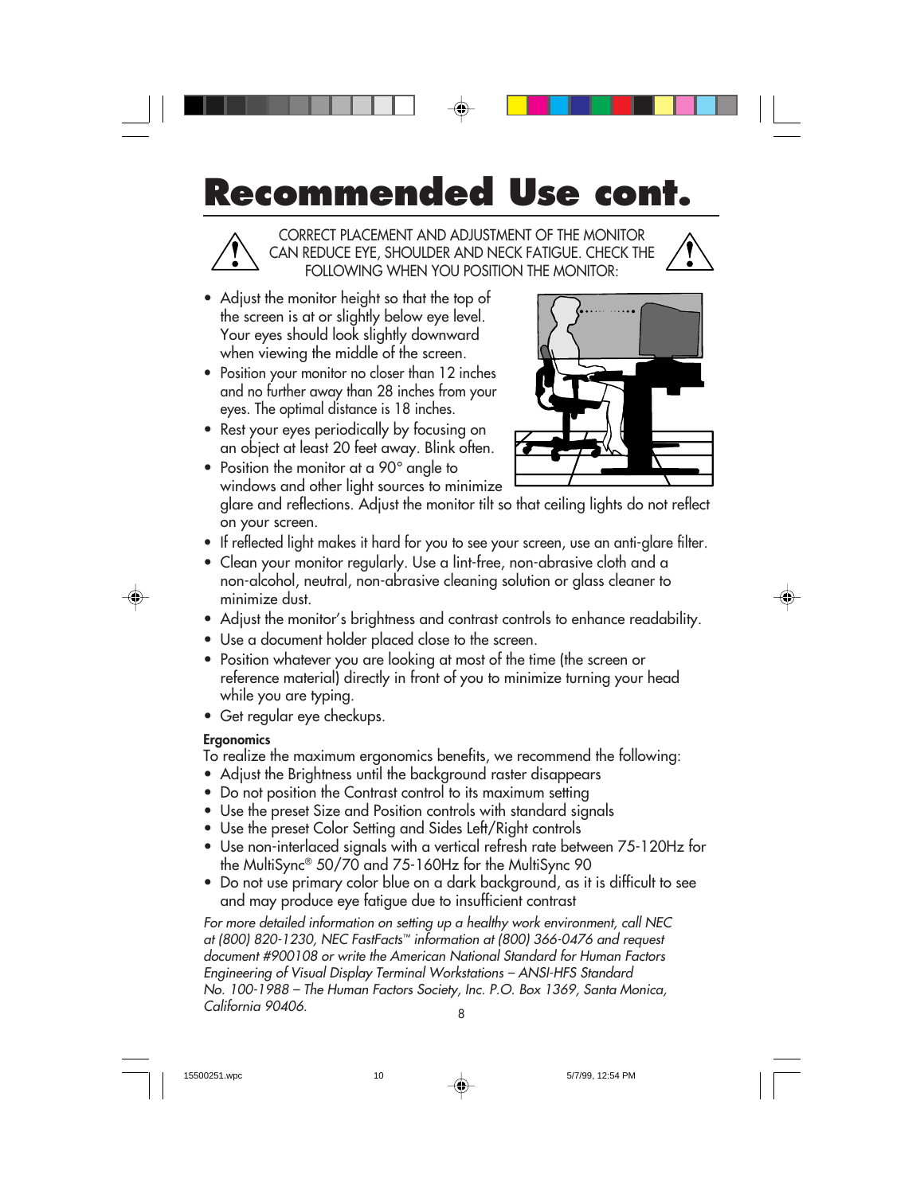# Recommended Use cont.

CORRECT PLACEMENT AND ADJUSTMENT OF THE MONITOR CAN REDUCE EYE, SHOULDER AND NECK FATIGUE. CHECK THE FOLLOWING WHEN YOU POSITION THE MONITOR:

- Adjust the monitor height so that the top of the screen is at or slightly below eye level. Your eyes should look slightly downward when viewing the middle of the screen.
- Position your monitor no closer than 12 inches and no further away than 28 inches from your eyes. The optimal distance is 18 inches.
- Rest your eyes periodically by focusing on an object at least 20 feet away. Blink often.
- Position the monitor at a 90° angle to windows and other light sources to minimize glare and reflections. Adjust the monitor tilt so that ceiling lights do not reflect on your screen.
- If reflected light makes it hard for you to see your screen, use an anti-glare filter.
- Clean your monitor regularly. Use a lint-free, non-abrasive cloth and a non-alcohol, neutral, non-abrasive cleaning solution or glass cleaner to minimize dust.
- Adjust the monitor's brightness and contrast controls to enhance readability.
- Use a document holder placed close to the screen.
- Position whatever you are looking at most of the time (the screen or reference material) directly in front of you to minimize turning your head while you are typing.
- Get regular eye checkups.

**Ergonomics**

To realize the maximum ergonomics benefits, we recommend the following:

- Adjust the Brightness until the background raster disappears
- Do not position the Contrast control to its maximum setting
- Use the preset Size and Position controls with standard signals
- Use the preset Color Setting and Sides Left/Right controls
- Use non-interlaced signals with a vertical refresh rate between 75-120Hz for the MultiSync® 50/70 and 75-160Hz for the MultiSync 90
- Do not use primary color blue on a dark background, as it is difficult to see and may produce eye fatigue due to insufficient contrast

*For more detailed information on setting up a healthy work environment, call NEC at (800) 820-1230, NEC FastFacts™ information at (800) 366-0476 and request document #900108 or write the American National Standard for Human Factors Engineering of Visual Display Terminal Workstations – ANSI-HFS Standard No. 100-1988 – The Human Factors Society, Inc. P.O. Box 1369, Santa Monica, California 90406.*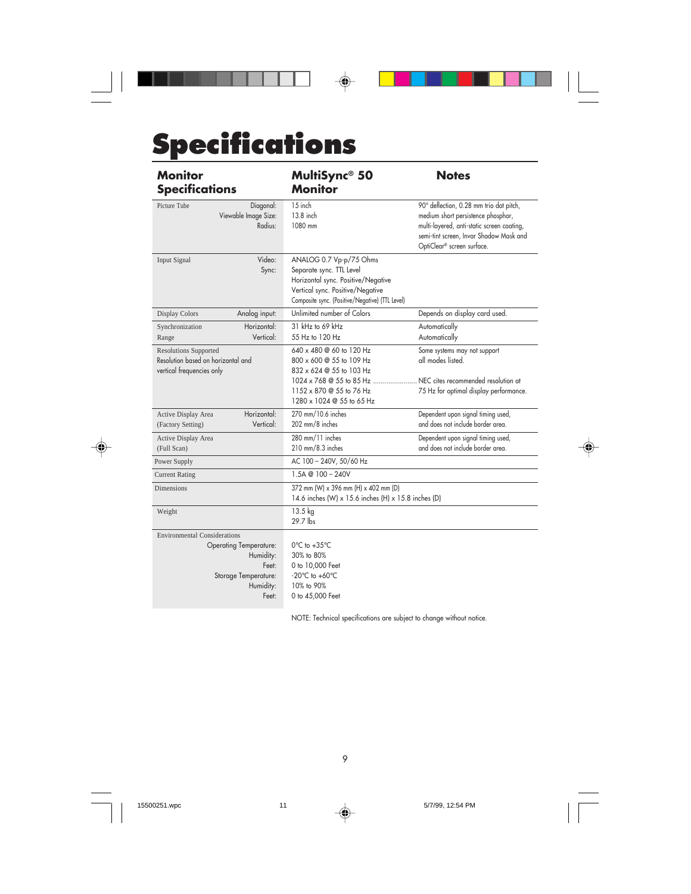# Specifications

| Monitor Specifications | | MultiSync® 50 Monitor | Notes |
|---|---|---|---|
| Picture Tube | Diagonal:<br>Viewable Image Size:<br>Radius: | 15 inch<br>13.8 inch<br>1080 mm | 90° deflection, 0.28 mm trio dot pitch, medium short persistence phosphor, multi-layered, anti-static screen coating, semi-tint screen, Invar Shadow Mask and OptiClear® screen surface. |
| Input Signal | Video:<br>Sync: | ANALOG 0.7 Vp-p/75 Ohms<br>Separate sync. TTL Level<br>Horizontal sync. Positive/Negative<br>Vertical sync. Positive/Negative<br>Composite sync. (Positive/Negative) (TTL Level) | |
| Display Colors | Analog input: | Unlimited number of Colors | Depends on display card used. |
| Synchronization Range | Horizontal:<br>Vertical: | 31 kHz to 69 kHz<br>55 Hz to 120 Hz | Automatically<br>Automatically |
| Resolutions Supported<br>Resolution based on horizontal and vertical frequencies only | | 640 x 480 @ 60 to 120 Hz<br>800 x 600 @ 55 to 109 Hz<br>832 x 624 @ 55 to 103 Hz<br>1024 x 768 @ 55 to 85 Hz ........................<br>1152 x 870 @ 55 to 76 Hz<br>1280 x 1024 @ 55 to 65 Hz | Some systems may not support all modes listed.<br><br>NEC cites recommended resolution at 75 Hz for optimal display performance. |
| Active Display Area (Factory Setting) | Horizontal:<br>Vertical: | 270 mm/10.6 inches<br>202 mm/8 inches | Dependent upon signal timing used, and does not include border area. |
| Active Display Area (Full Scan) | | 280 mm/11 inches<br>210 mm/8.3 inches | Dependent upon signal timing used, and does not include border area. |
| Power Supply | | AC 100 – 240V, 50/60 Hz | |
| Current Rating | | 1.5A @ 100 – 240V | |
| Dimensions | | 372 mm (W) x 396 mm (H) x 402 mm (D)<br>14.6 inches (W) x 15.6 inches (H) x 15.8 inches (D) | |
| Weight | | 13.5 kg<br>29.7 lbs | |
| Environmental Considerations | Operating Temperature:<br>Humidity:<br>Feet:<br>Storage Temperature:<br>Humidity:<br>Feet: | 0°C to +35°C<br>30% to 80%<br>0 to 10,000 Feet<br>-20°C to +60°C<br>10% to 90%<br>0 to 45,000 Feet | |

NOTE: Technical specifications are subject to change without notice.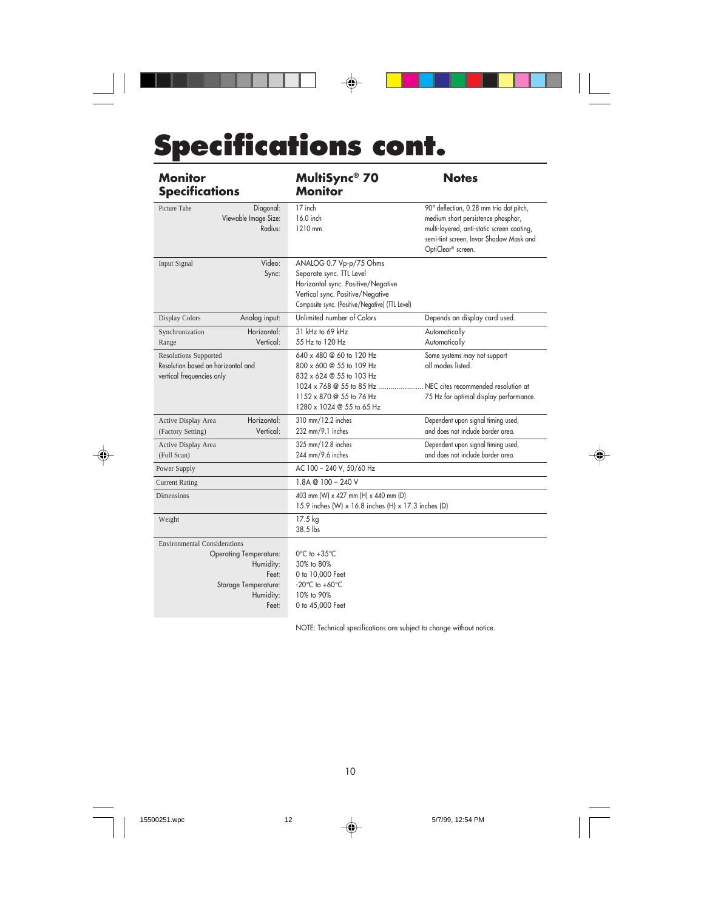# Specifications cont.

| Monitor Specifications | | MultiSync® 70 Monitor | Notes |
|---|---|---|---|
| Picture Tube | Diagonal:<br>Viewable Image Size:<br>Radius: | 17 inch<br>16.0 inch<br>1210 mm | 90° deflection, 0.28 mm trio dot pitch, medium short persistence phosphor, multi-layered, anti-static screen coating, semi-tint screen, Invar Shadow Mask and OptiClear® screen. |
| Input Signal | Video:<br>Sync: | ANALOG 0.7 Vp-p/75 Ohms<br>Separate sync. TTL Level<br>Horizontal sync. Positive/Negative<br>Vertical sync. Positive/Negative<br>Composite sync. (Positive/Negative) (TTL Level) | |
| Display Colors | Analog input: | Unlimited number of Colors | Depends on display card used. |
| Synchronization Range | Horizontal:<br>Vertical: | 31 kHz to 69 kHz<br>55 Hz to 120 Hz | Automatically<br>Automatically |
| Resolutions Supported<br>Resolution based on horizontal and vertical frequencies only | | 640 x 480 @ 60 to 120 Hz<br>800 x 600 @ 55 to 109 Hz<br>832 x 624 @ 55 to 103 Hz<br>1024 x 768 @ 55 to 85 Hz ......................<br>1152 x 870 @ 55 to 76 Hz<br>1280 x 1024 @ 55 to 65 Hz | Some systems may not support all modes listed.<br><br>NEC cites recommended resolution at 75 Hz for optimal display performance. |
| Active Display Area (Factory Setting) | Horizontal:<br>Vertical: | 310 mm/12.2 inches<br>232 mm/9.1 inches | Dependent upon signal timing used, and does not include border area. |
| Active Display Area (Full Scan) | | 325 mm/12.8 inches<br>244 mm/9.6 inches | Dependent upon signal timing used, and does not include border area. |
| Power Supply | | AC 100 – 240 V, 50/60 Hz | |
| Current Rating | | 1.8A @ 100 – 240 V | |
| Dimensions | | 403 mm (W) x 427 mm (H) x 440 mm (D)<br>15.9 inches (W) x 16.8 inches (H) x 17.3 inches (D) | |
| Weight | | 17.5 kg<br>38.5 lbs | |
| Environmental Considerations | Operating Temperature:<br>Humidity:<br>Feet:<br>Storage Temperature:<br>Humidity:<br>Feet: | 0°C to +35°C<br>30% to 80%<br>0 to 10,000 Feet<br>-20°C to +60°C<br>10% to 90%<br>0 to 45,000 Feet | |

NOTE: Technical specifications are subject to change without notice.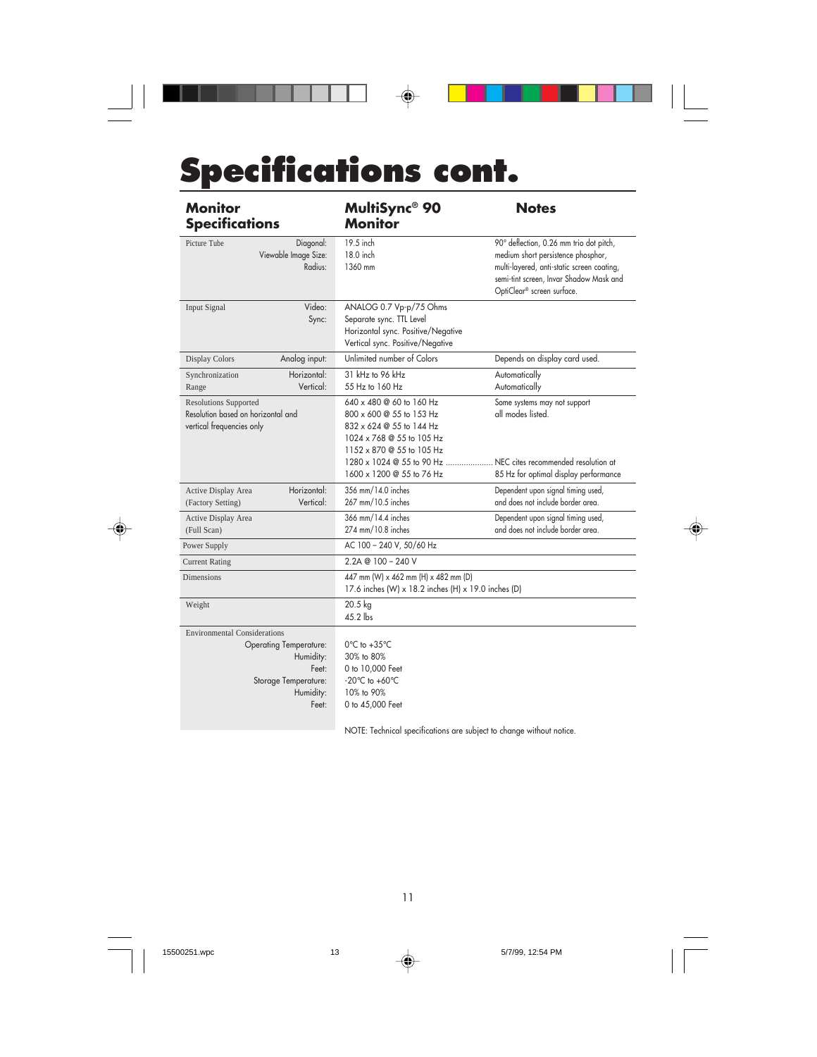# Specifications cont.

| Monitor Specifications | | MultiSync® 90 Monitor | Notes |
|---|---|---|---|
| Picture Tube | Diagonal:<br>Viewable Image Size:<br>Radius: | 19.5 inch<br>18.0 inch<br>1360 mm | 90° deflection, 0.26 mm trio dot pitch, medium short persistence phosphor, multi-layered, anti-static screen coating, semi-tint screen, Invar Shadow Mask and OptiClear® screen surface. |
| Input Signal | Video:<br>Sync: | ANALOG 0.7 Vp-p/75 Ohms<br>Separate sync. TTL Level<br>Horizontal sync. Positive/Negative<br>Vertical sync. Positive/Negative | |
| Display Colors | Analog input: | Unlimited number of Colors | Depends on display card used. |
| Synchronization Range | Horizontal:<br>Vertical: | 31 kHz to 96 kHz<br>55 Hz to 160 Hz | Automatically<br>Automatically |
| Resolutions Supported<br>Resolution based on horizontal and vertical frequencies only | | 640 x 480 @ 60 to 160 Hz<br>800 x 600 @ 55 to 153 Hz<br>832 x 624 @ 55 to 144 Hz<br>1024 x 768 @ 55 to 105 Hz<br>1152 x 870 @ 55 to 105 Hz<br>1280 x 1024 @ 55 to 90 Hz .....................<br>1600 x 1200 @ 55 to 76 Hz | Some systems may not support all modes listed.<br><br><br><br><br>NEC cites recommended resolution at 85 Hz for optimal display performance |
| Active Display Area (Factory Setting) | Horizontal:<br>Vertical: | 356 mm/14.0 inches<br>267 mm/10.5 inches | Dependent upon signal timing used, and does not include border area. |
| Active Display Area (Full Scan) | | 366 mm/14.4 inches<br>274 mm/10.8 inches | Dependent upon signal timing used, and does not include border area. |
| Power Supply | | AC 100 – 240 V, 50/60 Hz | |
| Current Rating | | 2.2A @ 100 – 240 V | |
| Dimensions | | 447 mm (W) x 462 mm (H) x 482 mm (D)<br>17.6 inches (W) x 18.2 inches (H) x 19.0 inches (D) | |
| Weight | | 20.5 kg<br>45.2 lbs | |
| Environmental Considerations | Operating Temperature:<br>Humidity:<br>Feet:<br>Storage Temperature:<br>Humidity:<br>Feet: | 0°C to +35°C<br>30% to 80%<br>0 to 10,000 Feet<br>-20°C to +60°C<br>10% to 90%<br>0 to 45,000 Feet | |

NOTE: Technical specifications are subject to change without notice.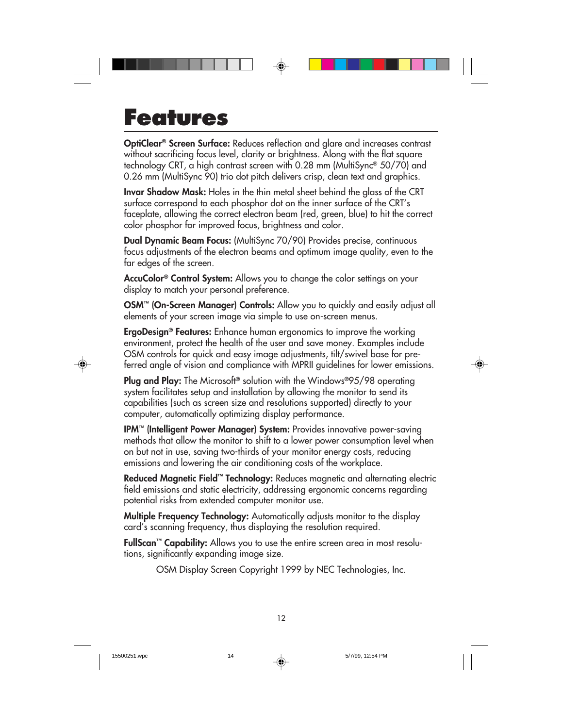# Features

**OptiClear® Screen Surface:** Reduces reflection and glare and increases contrast without sacrificing focus level, clarity or brightness. Along with the flat square technology CRT, a high contrast screen with 0.28 mm (MultiSync® 50/70) and 0.26 mm (MultiSync 90) trio dot pitch delivers crisp, clean text and graphics.

**Invar Shadow Mask:** Holes in the thin metal sheet behind the glass of the CRT surface correspond to each phosphor dot on the inner surface of the CRT's faceplate, allowing the correct electron beam (red, green, blue) to hit the correct color phosphor for improved focus, brightness and color.

**Dual Dynamic Beam Focus:** (MultiSync 70/90) Provides precise, continuous focus adjustments of the electron beams and optimum image quality, even to the far edges of the screen.

**AccuColor® Control System:** Allows you to change the color settings on your display to match your personal preference.

**OSM™ (On-Screen Manager) Controls:** Allow you to quickly and easily adjust all elements of your screen image via simple to use on-screen menus.

**ErgoDesign® Features:** Enhance human ergonomics to improve the working environment, protect the health of the user and save money. Examples include OSM controls for quick and easy image adjustments, tilt/swivel base for preferred angle of vision and compliance with MPRII guidelines for lower emissions.

**Plug and Play:** The Microsoft® solution with the Windows®95/98 operating system facilitates setup and installation by allowing the monitor to send its capabilities (such as screen size and resolutions supported) directly to your computer, automatically optimizing display performance.

**IPM™ (Intelligent Power Manager) System:** Provides innovative power-saving methods that allow the monitor to shift to a lower power consumption level when on but not in use, saving two-thirds of your monitor energy costs, reducing emissions and lowering the air conditioning costs of the workplace.

**Reduced Magnetic Field™ Technology:** Reduces magnetic and alternating electric field emissions and static electricity, addressing ergonomic concerns regarding potential risks from extended computer monitor use.

**Multiple Frequency Technology:** Automatically adjusts monitor to the display card's scanning frequency, thus displaying the resolution required.

**FullScan™ Capability:** Allows you to use the entire screen area in most resolutions, significantly expanding image size.

OSM Display Screen Copyright 1999 by NEC Technologies, Inc.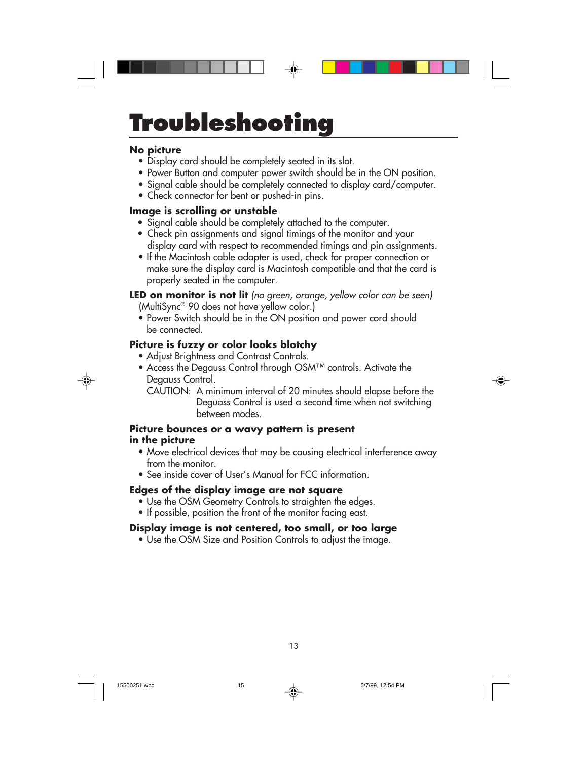# Troubleshooting

### No picture

- Display card should be completely seated in its slot.
- Power Button and computer power switch should be in the ON position.
- Signal cable should be completely connected to display card/computer.
- Check connector for bent or pushed-in pins.

### Image is scrolling or unstable

- Signal cable should be completely attached to the computer.
- Check pin assignments and signal timings of the monitor and your display card with respect to recommended timings and pin assignments.
- If the Macintosh cable adapter is used, check for proper connection or make sure the display card is Macintosh compatible and that the card is properly seated in the computer.

### LED on monitor is not lit *(no green, orange, yellow color can be seen)*

(MultiSync® 90 does not have yellow color.)

- Power Switch should be in the ON position and power cord should be connected.

### Picture is fuzzy or color looks blotchy

- Adjust Brightness and Contrast Controls.
- Access the Degauss Control through OSM™ controls. Activate the Degauss Control.

  CAUTION: A minimum interval of 20 minutes should elapse before the Deguass Control is used a second time when not switching between modes.

### Picture bounces or a wavy pattern is present in the picture

- Move electrical devices that may be causing electrical interference away from the monitor.
- See inside cover of User's Manual for FCC information.

### Edges of the display image are not square

- Use the OSM Geometry Controls to straighten the edges.
- If possible, position the front of the monitor facing east.

### Display image is not centered, too small, or too large

- Use the OSM Size and Position Controls to adjust the image.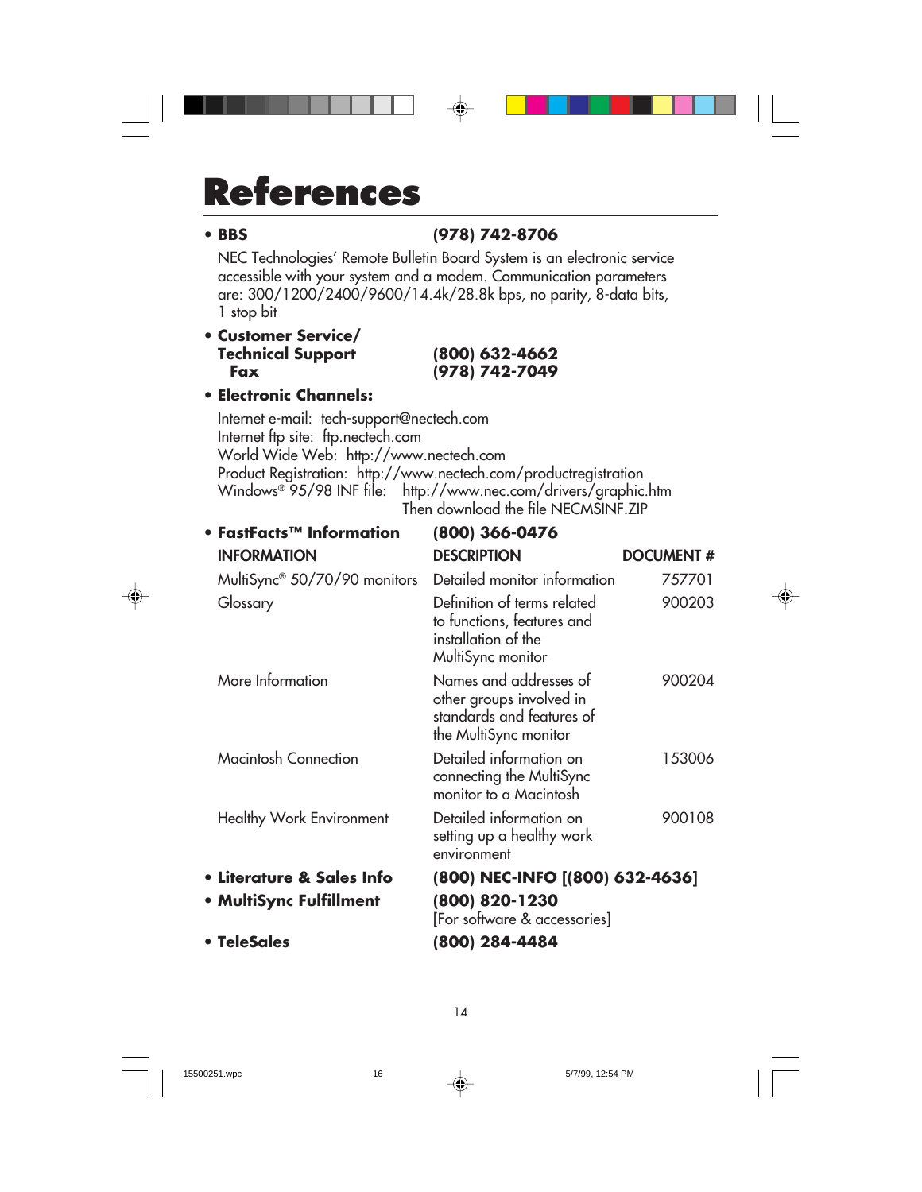# References

- **BBS** **(978) 742-8706**

  NEC Technologies' Remote Bulletin Board System is an electronic service accessible with your system and a modem. Communication parameters are: 300/1200/2400/9600/14.4k/28.8k bps, no parity, 8-data bits, 1 stop bit

- **Customer Service/ Technical Support** **(800) 632-4662**
  **Fax** **(978) 742-7049**

- **Electronic Channels:**

  Internet e-mail: tech-support@nectech.com
  Internet ftp site: ftp.nectech.com
  World Wide Web: http://www.nectech.com
  Product Registration: http://www.nectech.com/productregistration
  Windows® 95/98 INF file: http://www.nec.com/drivers/graphic.htm
  Then download the file NECMSINF.ZIP

- **FastFacts™ Information** **(800) 366-0476**

| INFORMATION | DESCRIPTION | DOCUMENT # |
|---|---|---|
| MultiSync® 50/70/90 monitors | Detailed monitor information | 757701 |
| Glossary | Definition of terms related to functions, features and installation of the MultiSync monitor | 900203 |
| More Information | Names and addresses of other groups involved in standards and features of the MultiSync monitor | 900204 |
| Macintosh Connection | Detailed information on connecting the MultiSync monitor to a Macintosh | 153006 |
| Healthy Work Environment | Detailed information on setting up a healthy work environment | 900108 |

- **Literature & Sales Info** **(800) NEC-INFO [(800) 632-4636]**
- **MultiSync Fulfillment** **(800) 820-1230**
  [For software & accessories]
- **TeleSales** **(800) 284-4484**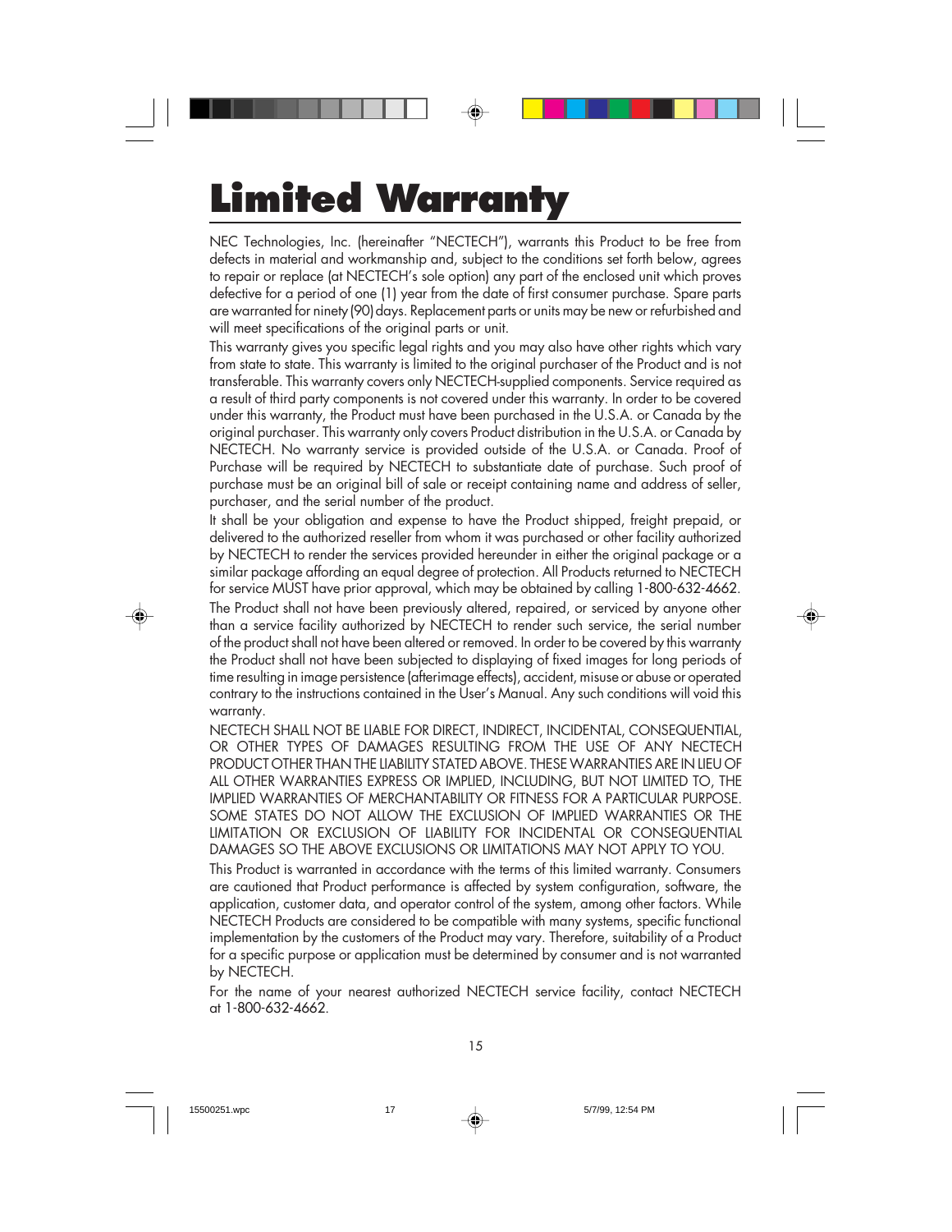# Limited Warranty

NEC Technologies, Inc. (hereinafter "NECTECH"), warrants this Product to be free from defects in material and workmanship and, subject to the conditions set forth below, agrees to repair or replace (at NECTECH's sole option) any part of the enclosed unit which proves defective for a period of one (1) year from the date of first consumer purchase. Spare parts are warranted for ninety (90) days. Replacement parts or units may be new or refurbished and will meet specifications of the original parts or unit.

This warranty gives you specific legal rights and you may also have other rights which vary from state to state. This warranty is limited to the original purchaser of the Product and is not transferable. This warranty covers only NECTECH-supplied components. Service required as a result of third party components is not covered under this warranty. In order to be covered under this warranty, the Product must have been purchased in the U.S.A. or Canada by the original purchaser. This warranty only covers Product distribution in the U.S.A. or Canada by NECTECH. No warranty service is provided outside of the U.S.A. or Canada. Proof of Purchase will be required by NECTECH to substantiate date of purchase. Such proof of purchase must be an original bill of sale or receipt containing name and address of seller, purchaser, and the serial number of the product.

It shall be your obligation and expense to have the Product shipped, freight prepaid, or delivered to the authorized reseller from whom it was purchased or other facility authorized by NECTECH to render the services provided hereunder in either the original package or a similar package affording an equal degree of protection. All Products returned to NECTECH for service MUST have prior approval, which may be obtained by calling 1-800-632-4662.

The Product shall not have been previously altered, repaired, or serviced by anyone other than a service facility authorized by NECTECH to render such service, the serial number of the product shall not have been altered or removed. In order to be covered by this warranty the Product shall not have been subjected to displaying of fixed images for long periods of time resulting in image persistence (afterimage effects), accident, misuse or abuse or operated contrary to the instructions contained in the User's Manual. Any such conditions will void this warranty.

NECTECH SHALL NOT BE LIABLE FOR DIRECT, INDIRECT, INCIDENTAL, CONSEQUENTIAL, OR OTHER TYPES OF DAMAGES RESULTING FROM THE USE OF ANY NECTECH PRODUCT OTHER THAN THE LIABILITY STATED ABOVE. THESE WARRANTIES ARE IN LIEU OF ALL OTHER WARRANTIES EXPRESS OR IMPLIED, INCLUDING, BUT NOT LIMITED TO, THE IMPLIED WARRANTIES OF MERCHANTABILITY OR FITNESS FOR A PARTICULAR PURPOSE. SOME STATES DO NOT ALLOW THE EXCLUSION OF IMPLIED WARRANTIES OR THE LIMITATION OR EXCLUSION OF LIABILITY FOR INCIDENTAL OR CONSEQUENTIAL DAMAGES SO THE ABOVE EXCLUSIONS OR LIMITATIONS MAY NOT APPLY TO YOU.

This Product is warranted in accordance with the terms of this limited warranty. Consumers are cautioned that Product performance is affected by system configuration, software, the application, customer data, and operator control of the system, among other factors. While NECTECH Products are considered to be compatible with many systems, specific functional implementation by the customers of the Product may vary. Therefore, suitability of a Product for a specific purpose or application must be determined by consumer and is not warranted by NECTECH.

For the name of your nearest authorized NECTECH service facility, contact NECTECH at 1-800-632-4662.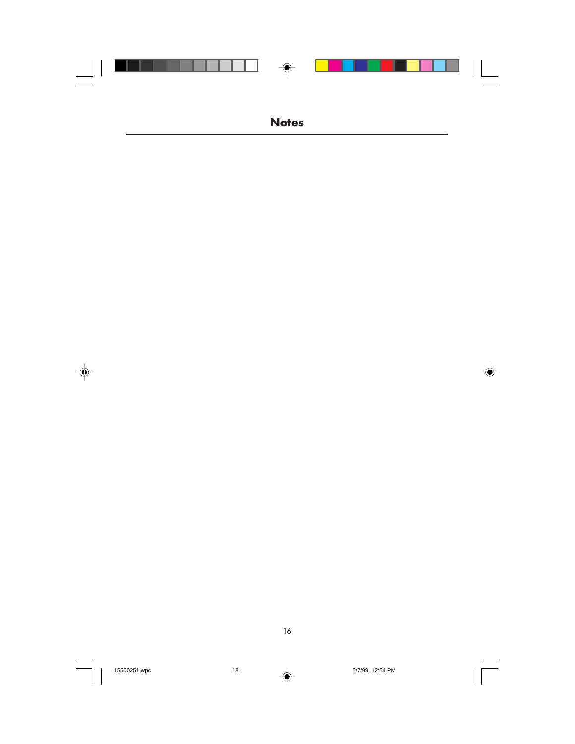# Notes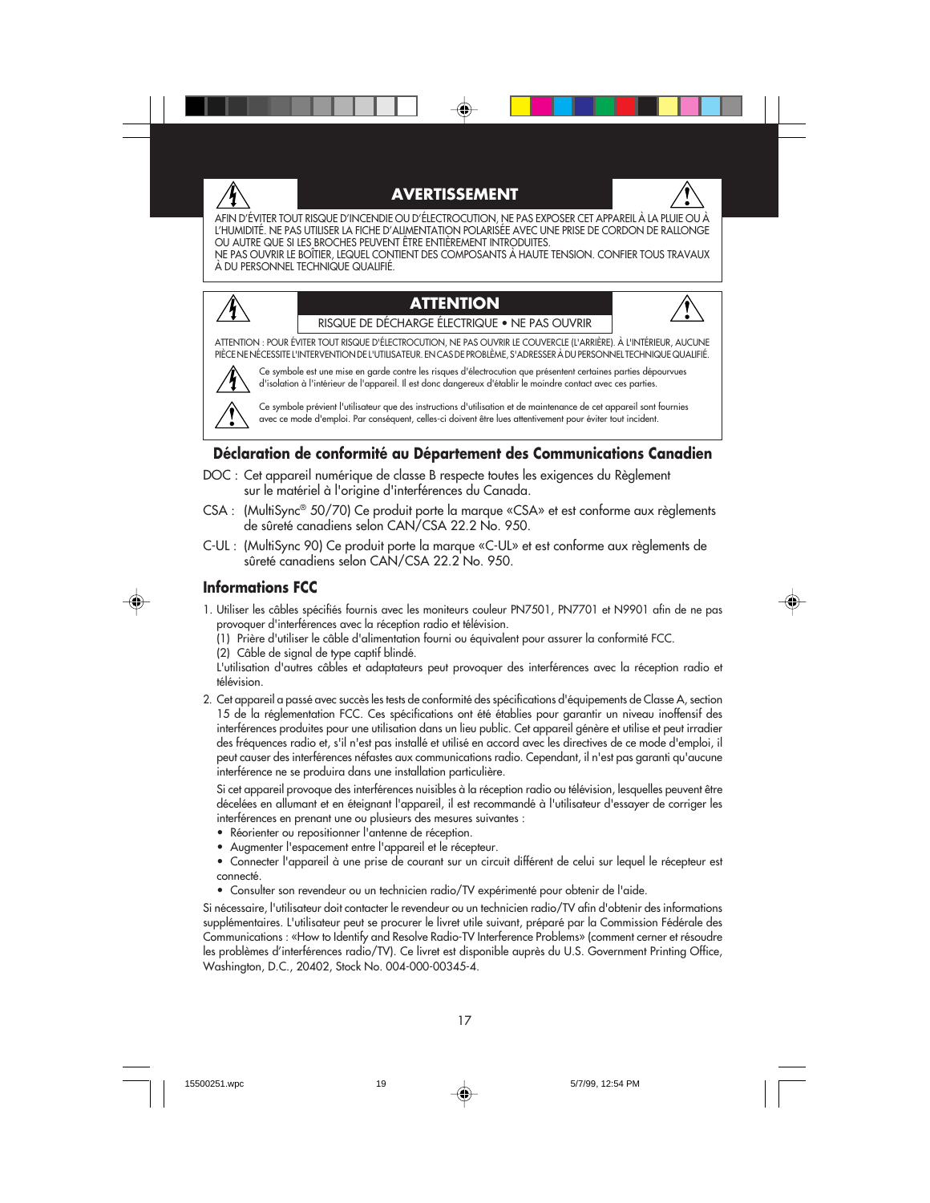## AVERTISSEMENT

AFIN D'ÉVITER TOUT RISQUE D'INCENDIE OU D'ÉLECTROCUTION, NE PAS EXPOSER CET APPAREIL À LA PLUIE OU À L'HUMIDITÉ. NE PAS UTILISER LA FICHE D'ALIMENTATION POLARISÉE AVEC UNE PRISE DE CORDON DE RALLONGE OU AUTRE QUE SI LES BROCHES PEUVENT ÊTRE ENTIÈREMENT INTRODUITES.
NE PAS OUVRIR LE BOÎTIER, LEQUEL CONTIENT DES COMPOSANTS À HAUTE TENSION. CONFIER TOUS TRAVAUX À DU PERSONNEL TECHNIQUE QUALIFIÉ.

## ATTENTION

RISQUE DE DÉCHARGE ÉLECTRIQUE • NE PAS OUVRIR

ATTENTION : POUR ÉVITER TOUT RISQUE D'ÉLECTROCUTION, NE PAS OUVRIR LE COUVERCLE (L'ARRIÈRE). À L'INTÉRIEUR, AUCUNE PIÈCE NE NÉCESSITE L'INTERVENTION DE L'UTILISATEUR. EN CAS DE PROBLÈME, S'ADRESSER À DU PERSONNEL TECHNIQUE QUALIFIÉ.

Ce symbole est une mise en garde contre les risques d'électrocution que présentent certaines parties dépourvues d'isolation à l'intérieur de l'appareil. Il est donc dangereux d'établir le moindre contact avec ces parties.

Ce symbole prévient l'utilisateur que des instructions d'utilisation et de maintenance de cet appareil sont fournies avec ce mode d'emploi. Par conséquent, celles-ci doivent être lues attentivement pour éviter tout incident.

## Déclaration de conformité au Département des Communications Canadien

DOC : Cet appareil numérique de classe B respecte toutes les exigences du Règlement sur le matériel à l'origine d'interférences du Canada.

CSA : (MultiSync® 50/70) Ce produit porte la marque «CSA» et est conforme aux règlements de sûreté canadiens selon CAN/CSA 22.2 No. 950.

C-UL : (MultiSync 90) Ce produit porte la marque «C-UL» et est conforme aux règlements de sûreté canadiens selon CAN/CSA 22.2 No. 950.

## Informations FCC

1. Utiliser les câbles spécifiés fournis avec les moniteurs couleur PN7501, PN7701 et N9901 afin de ne pas provoquer d'interférences avec la réception radio et télévision.
   (1) Prière d'utiliser le câble d'alimentation fourni ou équivalent pour assurer la conformité FCC.
   (2) Câble de signal de type captif blindé.
   L'utilisation d'autres câbles et adaptateurs peut provoquer des interférences avec la réception radio et télévision.

2. Cet appareil a passé avec succès les tests de conformité des spécifications d'équipements de Classe A, section 15 de la réglementation FCC. Ces spécifications ont été établies pour garantir un niveau inoffensif des interférences produites pour une utilisation dans un lieu public. Cet appareil génère et utilise et peut irradier des fréquences radio et, s'il n'est pas installé et utilisé en accord avec les directives de ce mode d'emploi, il peut causer des interférences néfastes aux communications radio. Cependant, il n'est pas garanti qu'aucune interférence ne se produira dans une installation particulière.

   Si cet appareil provoque des interférences nuisibles à la réception radio ou télévision, lesquelles peuvent être décelées en allumant et en éteignant l'appareil, il est recommandé à l'utilisateur d'essayer de corriger les interférences en prenant une ou plusieurs des mesures suivantes :
   - Réorienter ou repositionner l'antenne de réception.
   - Augmenter l'espacement entre l'appareil et le récepteur.
   - Connecter l'appareil à une prise de courant sur un circuit différent de celui sur lequel le récepteur est connecté.
   - Consulter son revendeur ou un technicien radio/TV expérimenté pour obtenir de l'aide.

Si nécessaire, l'utilisateur doit contacter le revendeur ou un technicien radio/TV afin d'obtenir des informations supplémentaires. L'utilisateur peut se procurer le livret utile suivant, préparé par la Commission Fédérale des Communications : «How to Identify and Resolve Radio-TV Interference Problems» (comment cerner et résoudre les problèmes d'interférences radio/TV). Ce livret est disponible auprès du U.S. Government Printing Office, Washington, D.C., 20402, Stock No. 004-000-00345-4.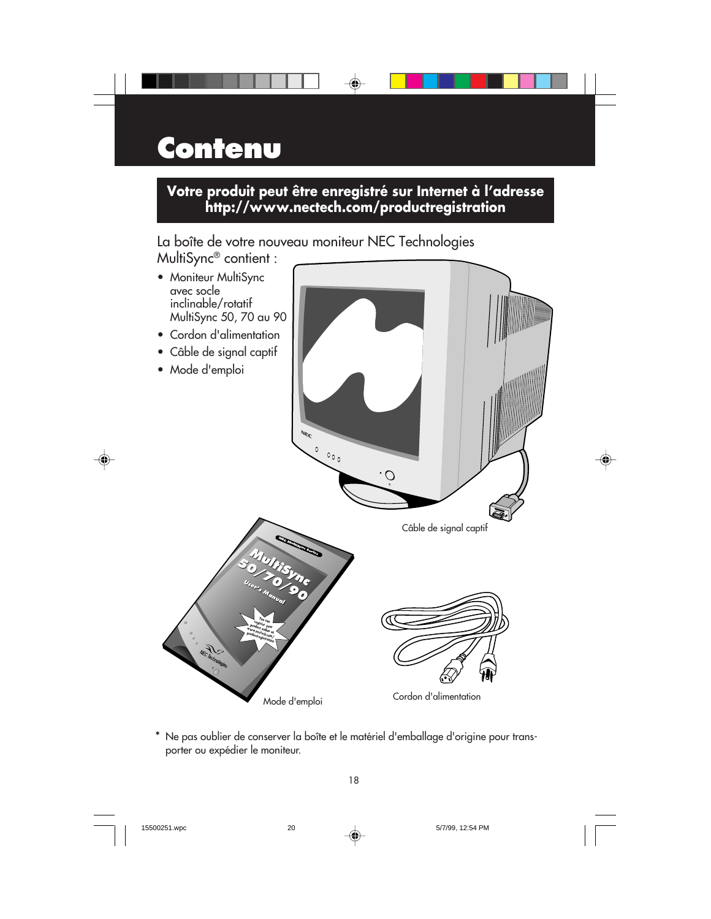# Contenu

**Votre produit peut être enregistré sur Internet à l'adresse http://www.nectech.com/productregistration**

La boîte de votre nouveau moniteur NEC Technologies MultiSync® contient :

- Moniteur MultiSync avec socle inclinable/rotatif MultiSync 50, 70 au 90
- Cordon d'alimentation
- Câble de signal captif
- Mode d'emploi

Câble de signal captif

Mode d'emploi

Cordon d'alimentation

\* Ne pas oublier de conserver la boîte et le matériel d'emballage d'origine pour transporter ou expédier le moniteur.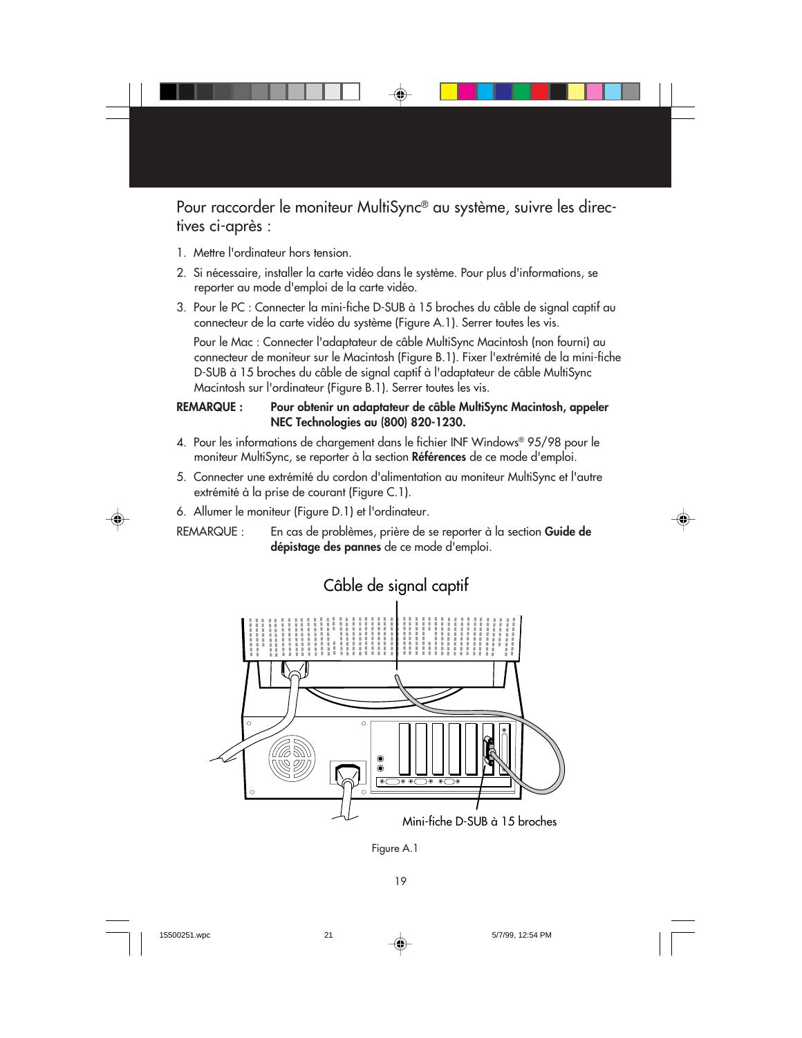Pour raccorder le moniteur MultiSync® au système, suivre les directives ci-après :

1. Mettre l'ordinateur hors tension.
2. Si nécessaire, installer la carte vidéo dans le système. Pour plus d'informations, se reporter au mode d'emploi de la carte vidéo.
3. Pour le PC : Connecter la mini-fiche D-SUB à 15 broches du câble de signal captif au connecteur de la carte vidéo du système (Figure A.1). Serrer toutes les vis.

   Pour le Mac : Connecter l'adaptateur de câble MultiSync Macintosh (non fourni) au connecteur de moniteur sur le Macintosh (Figure B.1). Fixer l'extrémité de la mini-fiche D-SUB à 15 broches du câble de signal captif à l'adaptateur de câble MultiSync Macintosh sur l'ordinateur (Figure B.1). Serrer toutes les vis.

**REMARQUE : Pour obtenir un adaptateur de câble MultiSync Macintosh, appeler NEC Technologies au (800) 820-1230.**

4. Pour les informations de chargement dans le fichier INF Windows® 95/98 pour le moniteur MultiSync, se reporter à la section **Références** de ce mode d'emploi.
5. Connecter une extrémité du cordon d'alimentation au moniteur MultiSync et l'autre extrémité à la prise de courant (Figure C.1).
6. Allumer le moniteur (Figure D.1) et l'ordinateur.

REMARQUE : En cas de problèmes, prière de se reporter à la section **Guide de dépistage des pannes** de ce mode d'emploi.

Câble de signal captif

Mini-fiche D-SUB à 15 broches

Figure A.1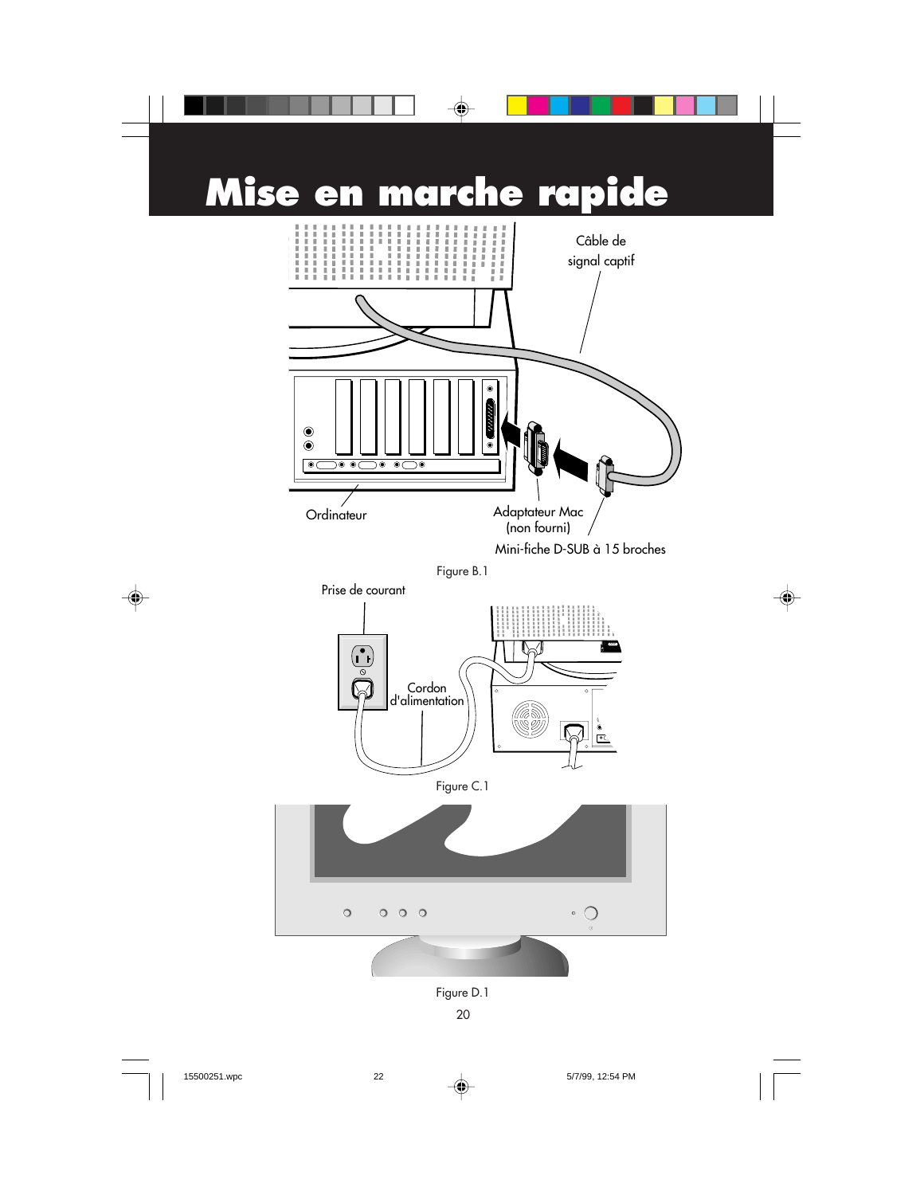# Mise en marche rapide

Câble de signal captif

Ordinateur

Adaptateur Mac (non fourni)

Mini-fiche D-SUB à 15 broches

Figure B.1

Prise de courant

Cordon d'alimentation

Figure C.1

Figure D.1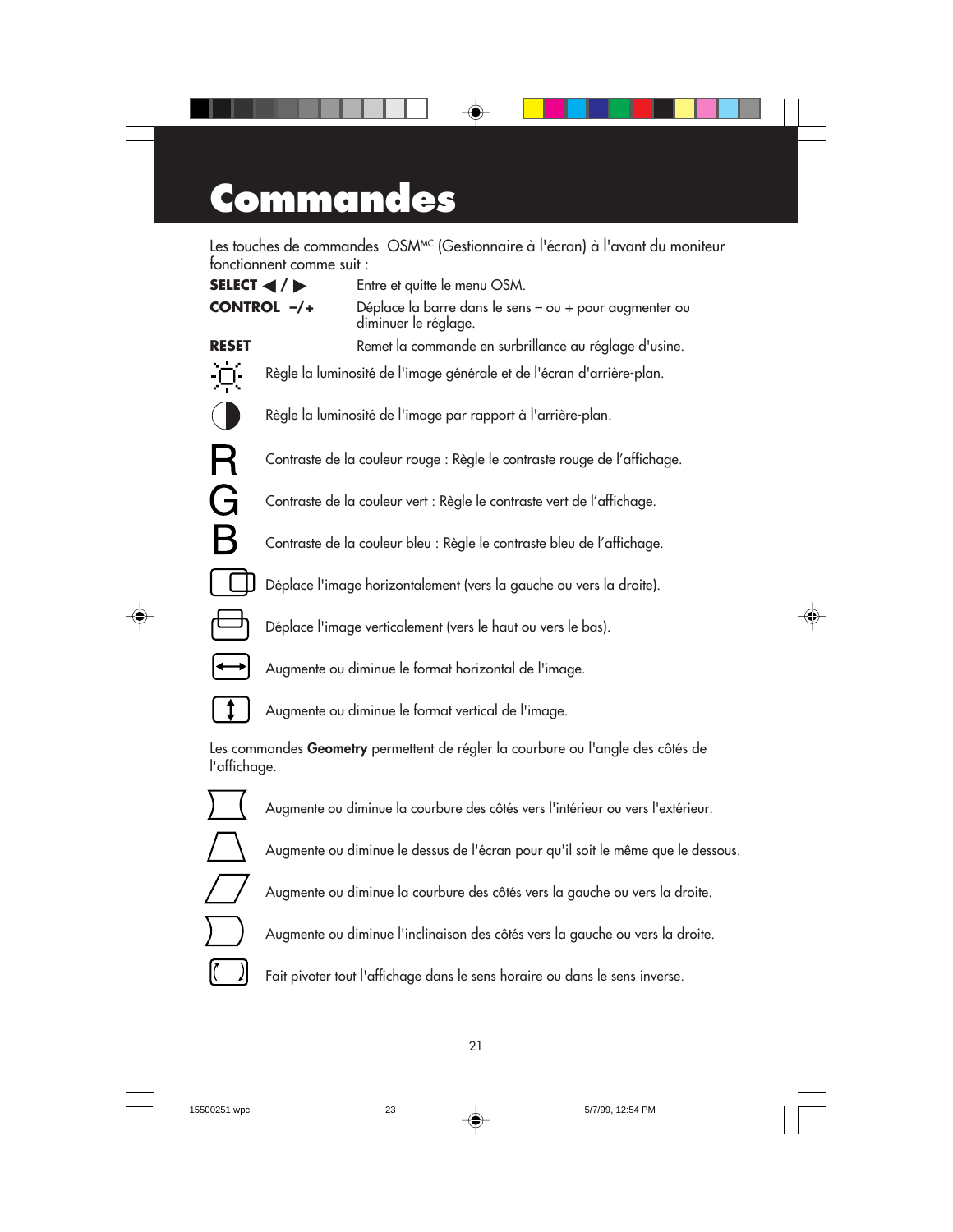# Commandes

Les touches de commandes OSM[MC] (Gestionnaire à l'écran) à l'avant du moniteur fonctionnent comme suit :

**SELECT ◀ / ▶** Entre et quitte le menu OSM.

**CONTROL –/+** Déplace la barre dans le sens – ou + pour augmenter ou diminuer le réglage.

**RESET** Remet la commande en surbrillance au réglage d'usine.

Règle la luminosité de l'image générale et de l'écran d'arrière-plan.

Règle la luminosité de l'image par rapport à l'arrière-plan.

R Contraste de la couleur rouge : Règle le contraste rouge de l'affichage.

G Contraste de la couleur vert : Règle le contraste vert de l'affichage.

B Contraste de la couleur bleu : Règle le contraste bleu de l'affichage.

Déplace l'image horizontalement (vers la gauche ou vers la droite).

Déplace l'image verticalement (vers le haut ou vers le bas).

Augmente ou diminue le format horizontal de l'image.

Augmente ou diminue le format vertical de l'image.

Les commandes **Geometry** permettent de régler la courbure ou l'angle des côtés de l'affichage.

Augmente ou diminue la courbure des côtés vers l'intérieur ou vers l'extérieur.

Augmente ou diminue le dessus de l'écran pour qu'il soit le même que le dessous.

Augmente ou diminue la courbure des côtés vers la gauche ou vers la droite.

Augmente ou diminue l'inclinaison des côtés vers la gauche ou vers la droite.

Fait pivoter tout l'affichage dans le sens horaire ou dans le sens inverse.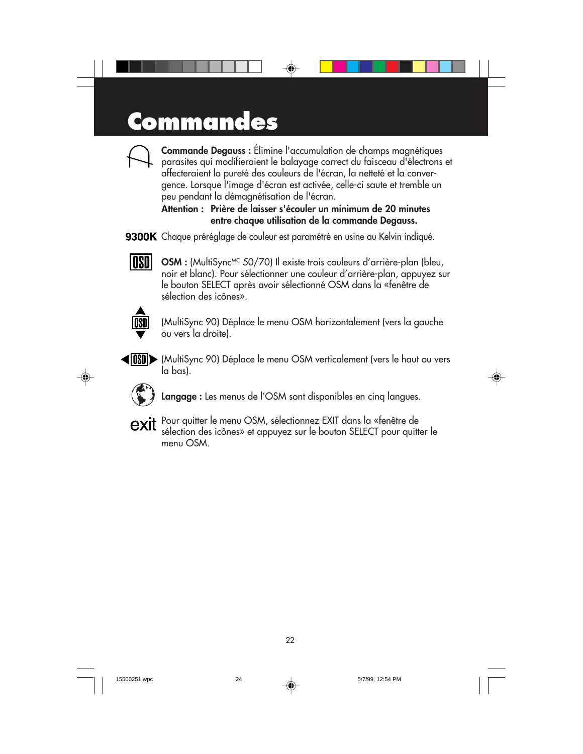# Commandes

**Commande Degauss :** Élimine l'accumulation de champs magnétiques parasites qui modifieraient le balayage correct du faisceau d'électrons et affecteraient la pureté des couleurs de l'écran, la netteté et la convergence. Lorsque l'image d'écran est activée, celle-ci saute et tremble un peu pendant la démagnétisation de l'écran.

**Attention : Prière de laisser s'écouler un minimum de 20 minutes entre chaque utilisation de la commande Degauss.**

**9300K** Chaque préréglage de couleur est paramétré en usine au Kelvin indiqué.

**OSM :** (MultiSync[MC] 50/70) Il existe trois couleurs d'arrière-plan (bleu, noir et blanc). Pour sélectionner une couleur d'arrière-plan, appuyez sur le bouton SELECT après avoir sélectionné OSM dans la «fenêtre de sélection des icônes».

(MultiSync 90) Déplace le menu OSM horizontalement (vers la gauche ou vers la droite).

(MultiSync 90) Déplace le menu OSM verticalement (vers le haut ou vers la bas).

**Langage :** Les menus de l'OSM sont disponibles en cinq langues.

**exit** Pour quitter le menu OSM, sélectionnez EXIT dans la «fenêtre de sélection des icônes» et appuyez sur le bouton SELECT pour quitter le menu OSM.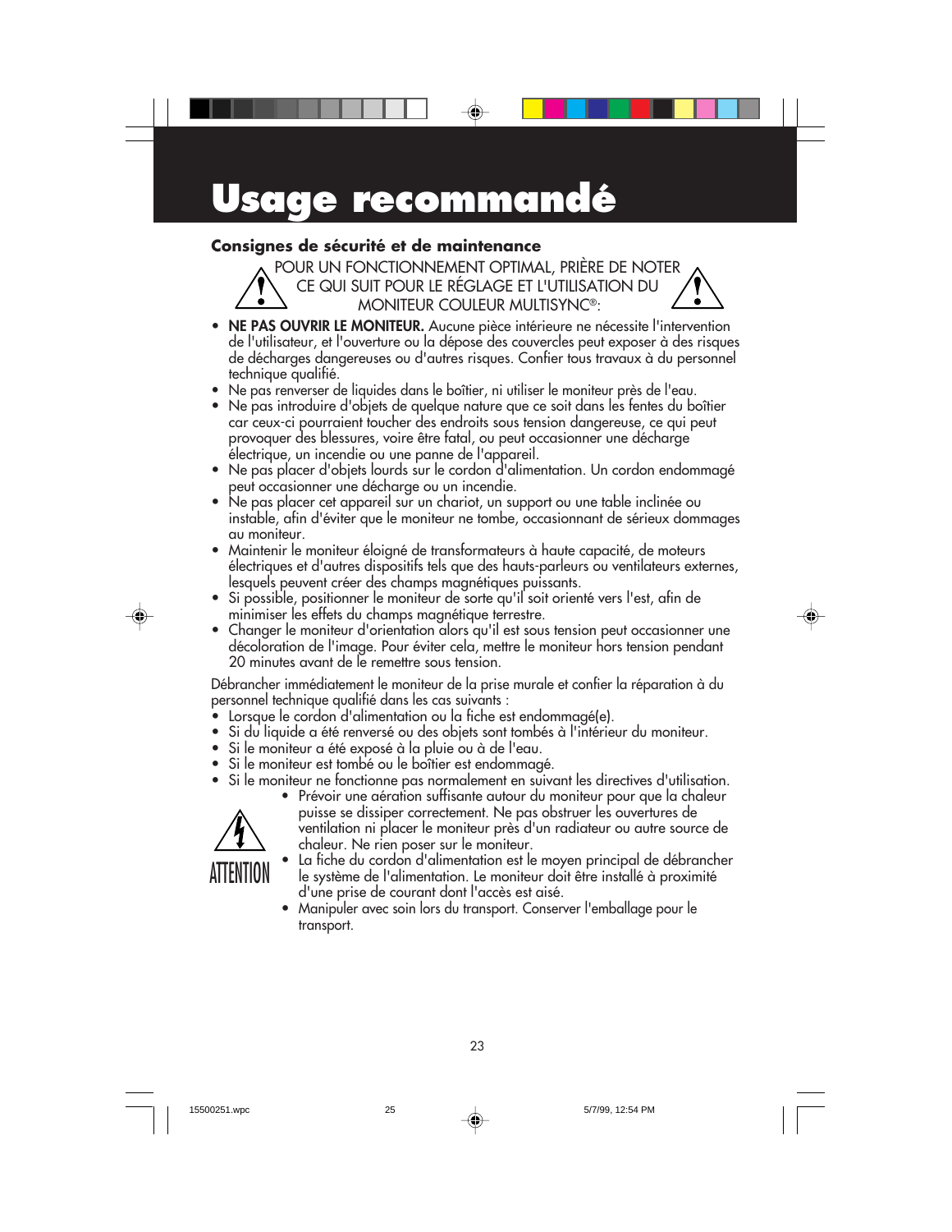# Usage recommandé

### Consignes de sécurité et de maintenance

POUR UN FONCTIONNEMENT OPTIMAL, PRIÈRE DE NOTER CE QUI SUIT POUR LE RÉGLAGE ET L'UTILISATION DU MONITEUR COULEUR MULTISYNC®:

- **NE PAS OUVRIR LE MONITEUR.** Aucune pièce intérieure ne nécessite l'intervention de l'utilisateur, et l'ouverture ou la dépose des couvercles peut exposer à des risques de décharges dangereuses ou d'autres risques. Confier tous travaux à du personnel technique qualifié.
- Ne pas renverser de liquides dans le boîtier, ni utiliser le moniteur près de l'eau.
- Ne pas introduire d'objets de quelque nature que ce soit dans les fentes du boîtier car ceux-ci pourraient toucher des endroits sous tension dangereuse, ce qui peut provoquer des blessures, voire être fatal, ou peut occasionner une décharge électrique, un incendie ou une panne de l'appareil.
- Ne pas placer d'objets lourds sur le cordon d'alimentation. Un cordon endommagé peut occasionner une décharge ou un incendie.
- Ne pas placer cet appareil sur un chariot, un support ou une table inclinée ou instable, afin d'éviter que le moniteur ne tombe, occasionnant de sérieux dommages au moniteur.
- Maintenir le moniteur éloigné de transformateurs à haute capacité, de moteurs électriques et d'autres dispositifs tels que des hauts-parleurs ou ventilateurs externes, lesquels peuvent créer des champs magnétiques puissants.
- Si possible, positionner le moniteur de sorte qu'il soit orienté vers l'est, afin de minimiser les effets du champs magnétique terrestre.
- Changer le moniteur d'orientation alors qu'il est sous tension peut occasionner une décoloration de l'image. Pour éviter cela, mettre le moniteur hors tension pendant 20 minutes avant de le remettre sous tension.

Débrancher immédiatement le moniteur de la prise murale et confier la réparation à du personnel technique qualifié dans les cas suivants :

- Lorsque le cordon d'alimentation ou la fiche est endommagé(e).
- Si du liquide a été renversé ou des objets sont tombés à l'intérieur du moniteur.
- Si le moniteur a été exposé à la pluie ou à de l'eau.
- Si le moniteur est tombé ou le boîtier est endommagé.
- Si le moniteur ne fonctionne pas normalement en suivant les directives d'utilisation.

ATTENTION

- Prévoir une aération suffisante autour du moniteur pour que la chaleur puisse se dissiper correctement. Ne pas obstruer les ouvertures de ventilation ni placer le moniteur près d'un radiateur ou autre source de chaleur. Ne rien poser sur le moniteur.
- La fiche du cordon d'alimentation est le moyen principal de débrancher le système de l'alimentation. Le moniteur doit être installé à proximité d'une prise de courant dont l'accès est aisé.
- Manipuler avec soin lors du transport. Conserver l'emballage pour le transport.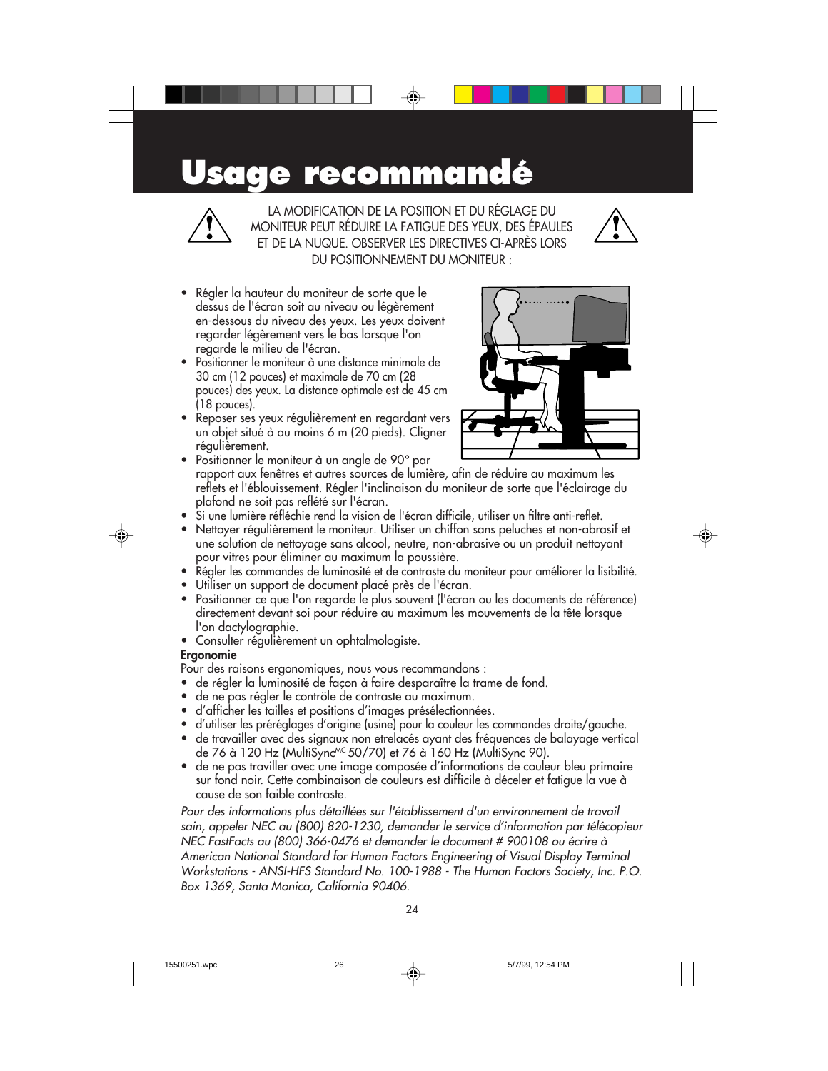# Usage recommandé

LA MODIFICATION DE LA POSITION ET DU RÉGLAGE DU MONITEUR PEUT RÉDUIRE LA FATIGUE DES YEUX, DES ÉPAULES ET DE LA NUQUE. OBSERVER LES DIRECTIVES CI-APRÈS LORS DU POSITIONNEMENT DU MONITEUR :

- Régler la hauteur du moniteur de sorte que le dessus de l'écran soit au niveau ou légèrement en-dessous du niveau des yeux. Les yeux doivent regarder légèrement vers le bas lorsque l'on regarde le milieu de l'écran.
- Positionner le moniteur à une distance minimale de 30 cm (12 pouces) et maximale de 70 cm (28 pouces) des yeux. La distance optimale est de 45 cm (18 pouces).
- Reposer ses yeux régulièrement en regardant vers un objet situé à au moins 6 m (20 pieds). Cligner régulièrement.
- Positionner le moniteur à un angle de 90° par rapport aux fenêtres et autres sources de lumière, afin de réduire au maximum les reflets et l'éblouissement. Régler l'inclinaison du moniteur de sorte que l'éclairage du plafond ne soit pas reflété sur l'écran.
- Si une lumière réfléchie rend la vision de l'écran difficile, utiliser un filtre anti-reflet.
- Nettoyer régulièrement le moniteur. Utiliser un chiffon sans peluches et non-abrasif et une solution de nettoyage sans alcool, neutre, non-abrasive ou un produit nettoyant pour vitres pour éliminer au maximum la poussière.
- Régler les commandes de luminosité et de contraste du moniteur pour améliorer la lisibilité.
- Utiliser un support de document placé près de l'écran.
- Positionner ce que l'on regarde le plus souvent (l'écran ou les documents de référence) directement devant soi pour réduire au maximum les mouvements de la tête lorsque l'on dactylographie.
- Consulter régulièrement un ophtalmologiste.

**Ergonomie**

Pour des raisons ergonomiques, nous vous recommandons :

- de régler la luminosité de façon à faire desparaître la trame de fond.
- de ne pas régler le contrôle de contraste au maximum.
- d'afficher les tailles et positions d'images présélectionnées.
- d'utiliser les préréglages d'origine (usine) pour la couleur les commandes droite/gauche.
- de travailler avec des signaux non etrelacés ayant des fréquences de balayage vertical de 76 à 120 Hz (MultiSync[MC] 50/70) et 76 à 160 Hz (MultiSync 90).
- de ne pas traviller avec une image composée d'informations de couleur bleu primaire sur fond noir. Cette combinaison de couleurs est difficile à déceler et fatigue la vue à cause de son faible contraste.

*Pour des informations plus détaillées sur l'établissement d'un environnement de travail sain, appeler NEC au (800) 820-1230, demander le service d'information par télécopieur NEC FastFacts au (800) 366-0476 et demander le document # 900108 ou écrire à American National Standard for Human Factors Engineering of Visual Display Terminal Workstations - ANSI-HFS Standard No. 100-1988 - The Human Factors Society, Inc. P.O. Box 1369, Santa Monica, California 90406.*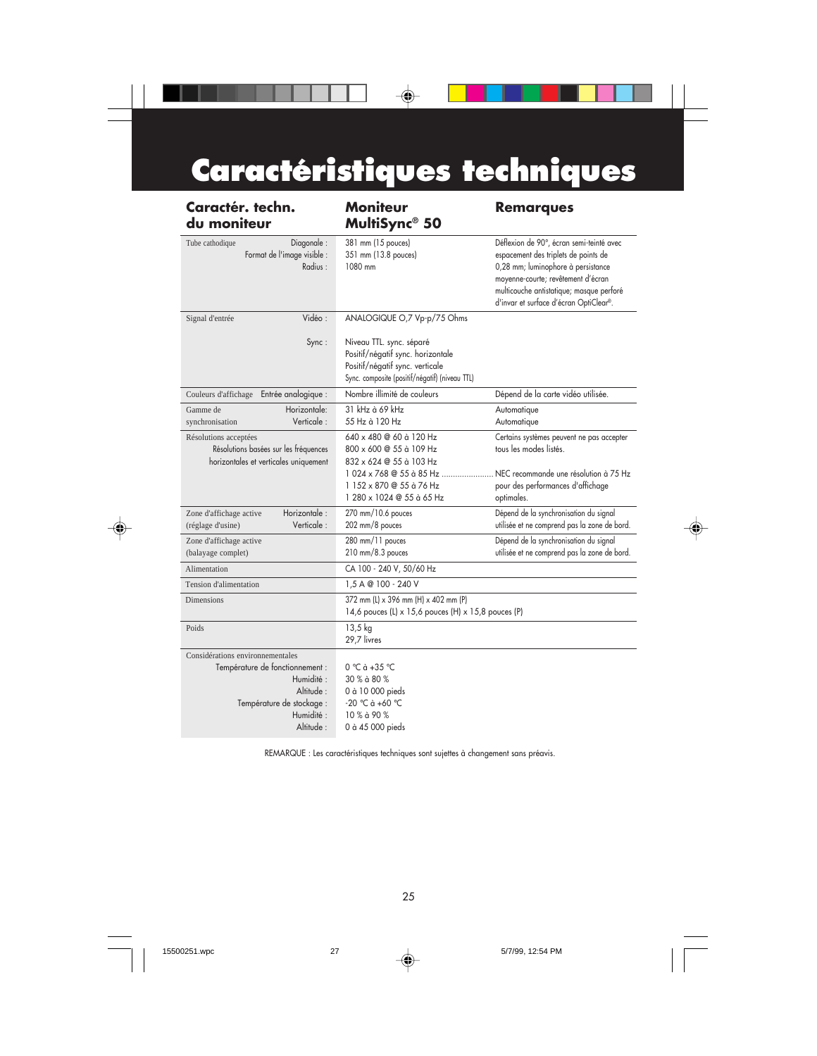# Caractéristiques techniques

| Caractér. techn. du moniteur | | Moniteur MultiSync® 50 | Remarques |
|---|---|---|---|
| Tube cathodique | Diagonale :<br>Format de l'image visible :<br>Radius : | 381 mm (15 pouces)<br>351 mm (13.8 pouces)<br>1080 mm | Déflexion de 90°, écran semi-teinté avec espacement des triplets de points de 0,28 mm; luminophore à persistance moyenne-courte; revêtement d'écran multicouche antistatique; masque perforé d'invar et surface d'écran OptiClear®. |
| Signal d'entrée | Vidéo :<br><br>Sync : | ANALOGIQUE O,7 Vp-p/75 Ohms<br><br>Niveau TTL. sync. séparé<br>Positif/négatif sync. horizontale<br>Positif/négatif sync. verticale<br>Sync. composite (positif/négatif) (niveau TTL) | |
| Couleurs d'affichage | Entrée analogique : | Nombre illimité de couleurs | Dépend de la carte vidéo utilisée. |
| Gamme de synchronisation | Horizontale:<br>Verticale : | 31 kHz à 69 kHz<br>55 Hz à 120 Hz | Automatique<br>Automatique |
| Résolutions acceptées | Résolutions basées sur les fréquences horizontales et verticales uniquement | 640 x 480 @ 60 à 120 Hz<br>800 x 600 @ 55 à 109 Hz<br>832 x 624 @ 55 à 103 Hz<br>1 024 x 768 @ 55 à 85 Hz ......................<br>1 152 x 870 @ 55 à 76 Hz<br>1 280 x 1024 @ 55 à 65 Hz | Certains systèmes peuvent ne pas accepter tous les modes listés.<br><br>NEC recommande une résolution à 75 Hz pour des performances d'affichage optimales. |
| Zone d'affichage active (réglage d'usine) | Horizontale :<br>Verticale : | 270 mm/10.6 pouces<br>202 mm/8 pouces | Dépend de la synchronisation du signal utilisée et ne comprend pas la zone de bord. |
| Zone d'affichage active (balayage complet) | | 280 mm/11 pouces<br>210 mm/8.3 pouces | Dépend de la synchronisation du signal utilisée et ne comprend pas la zone de bord. |
| Alimentation | | CA 100 - 240 V, 50/60 Hz | |
| Tension d'alimentation | | 1,5 A @ 100 - 240 V | |
| Dimensions | | 372 mm (L) x 396 mm (H) x 402 mm (P)<br>14,6 pouces (L) x 15,6 pouces (H) x 15,8 pouces (P) | |
| Poids | | 13,5 kg<br>29,7 livres | |
| Considérations environnementales | Température de fonctionnement :<br>Humidité :<br>Altitude :<br>Température de stockage :<br>Humidité :<br>Altitude : | 0 °C à +35 °C<br>30 % à 80 %<br>0 à 10 000 pieds<br>-20 °C à +60 °C<br>10 % à 90 %<br>0 à 45 000 pieds | |

REMARQUE : Les caractéristiques techniques sont sujettes à changement sans préavis.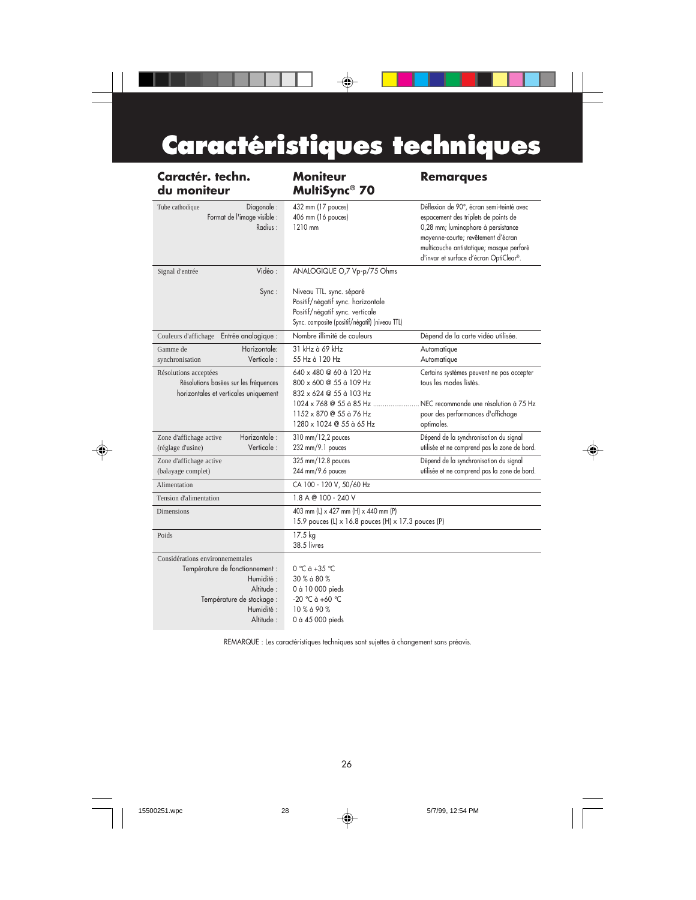# Caractéristiques techniques

| Caractér. techn. du moniteur | Moniteur MultiSync® 70 | Remarques |
|---|---|---|
| Tube cathodique — Diagonale :<br>Format de l'image visible :<br>Radius : | 432 mm (17 pouces)<br>406 mm (16 pouces)<br>1210 mm | Déflexion de 90°, écran semi-teinté avec espacement des triplets de points de 0,28 mm; luminophore à persistance moyenne-courte; revêtement d'écran multicouche antistatique; masque perforé d'invar et surface d'écran OptiClear®. |
| Signal d'entrée — Vidéo :<br>Sync : | ANALOGIQUE O,7 Vp-p/75 Ohms<br>Niveau TTL. sync. séparé<br>Positif/négatif sync. horizontale<br>Positif/négatif sync. verticale<br>Sync. composite (positif/négatif) (niveau TTL) | |
| Couleurs d'affichage — Entrée analogique : | Nombre illimité de couleurs | Dépend de la carte vidéo utilisée. |
| Gamme de synchronisation — Horizontale:<br>Verticale : | 31 kHz à 69 kHz<br>55 Hz à 120 Hz | Automatique<br>Automatique |
| Résolutions acceptées<br>Résolutions basées sur les fréquences horizontales et verticales uniquement | 640 x 480 @ 60 à 120 Hz<br>800 x 600 @ 55 à 109 Hz<br>832 x 624 @ 55 à 103 Hz<br>1024 x 768 @ 55 à 85 Hz ........................<br>1152 x 870 @ 55 à 76 Hz<br>1280 x 1024 @ 55 à 65 Hz | Certains systèmes peuvent ne pas accepter tous les modes listés.<br>NEC recommande une résolution à 75 Hz pour des performances d'affichage optimales. |
| Zone d'affichage active (réglage d'usine) — Horizontale :<br>Verticale : | 310 mm/12,2 pouces<br>232 mm/9.1 pouces | Dépend de la synchronisation du signal utilisée et ne comprend pas la zone de bord. |
| Zone d'affichage active (balayage complet) | 325 mm/12.8 pouces<br>244 mm/9.6 pouces | Dépend de la synchronisation du signal utilisée et ne comprend pas la zone de bord. |
| Alimentation | CA 100 - 120 V, 50/60 Hz | |
| Tension d'alimentation | 1.8 A @ 100 - 240 V | |
| Dimensions | 403 mm (L) x 427 mm (H) x 440 mm (P)<br>15.9 pouces (L) x 16.8 pouces (H) x 17.3 pouces (P) | |
| Poids | 17.5 kg<br>38.5 livres | |
| Considérations environnementales<br>Température de fonctionnement :<br>Humidité :<br>Altitude :<br>Température de stockage :<br>Humidité :<br>Altitude : | <br>0 °C à +35 °C<br>30 % à 80 %<br>0 à 10 000 pieds<br>-20 °C à +60 °C<br>10 % à 90 %<br>0 à 45 000 pieds | |

REMARQUE : Les caractéristiques techniques sont sujettes à changement sans préavis.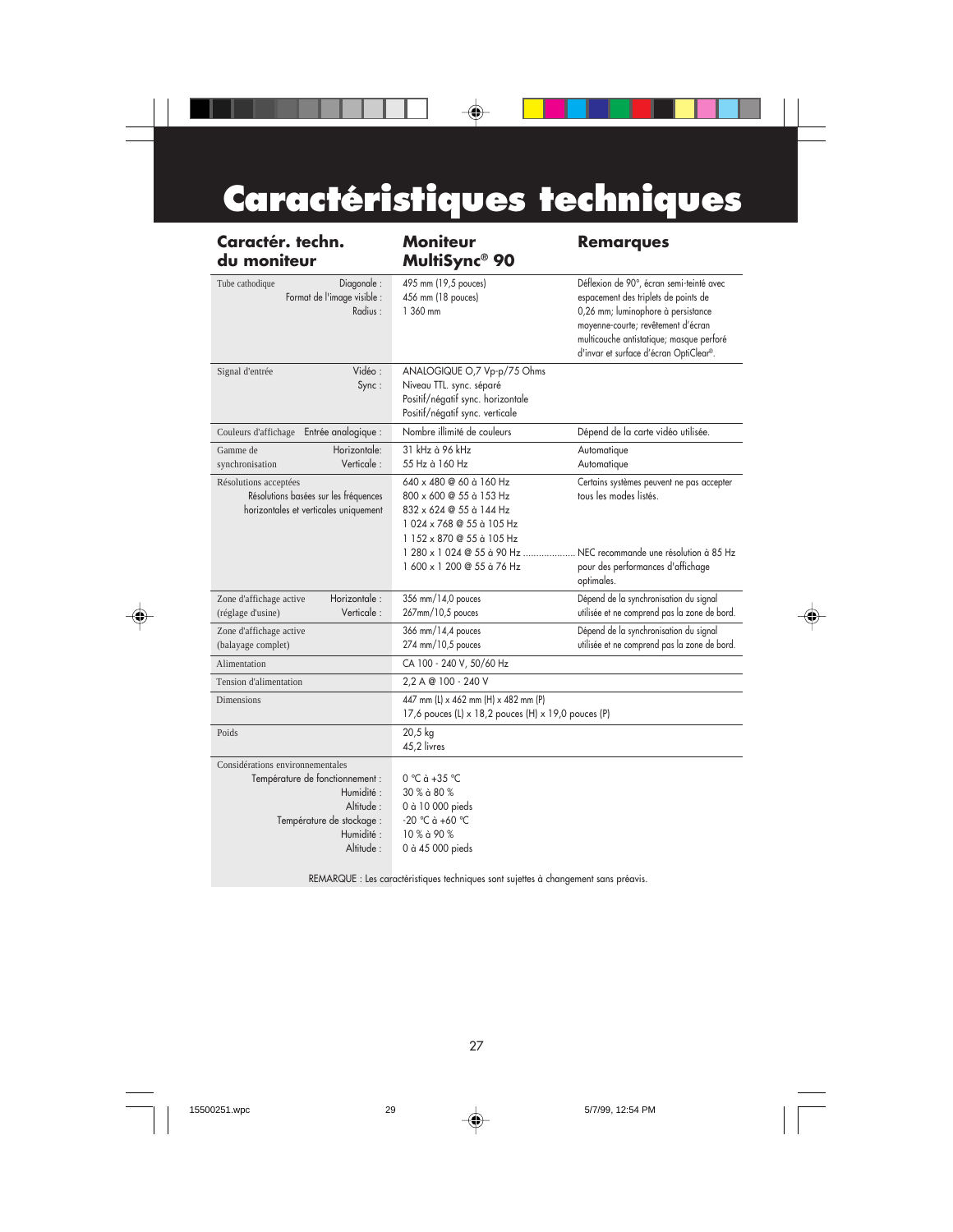# Caractéristiques techniques

| Caractér. techn. du moniteur | | Moniteur MultiSync® 90 | Remarques |
|---|---|---|---|
| Tube cathodique | Diagonale :<br>Format de l'image visible :<br>Radius : | 495 mm (19,5 pouces)<br>456 mm (18 pouces)<br>1 360 mm | Déflexion de 90°, écran semi-teinté avec espacement des triplets de points de 0,26 mm; luminophore à persistance moyenne-courte; revêtement d'écran multicouche antistatique; masque perforé d'invar et surface d'écran OptiClear®. |
| Signal d'entrée | Vidéo :<br>Sync : | ANALOGIQUE O,7 Vp-p/75 Ohms<br>Niveau TTL. sync. séparé<br>Positif/négatif sync. horizontale<br>Positif/négatif sync. verticale | |
| Couleurs d'affichage | Entrée analogique : | Nombre illimité de couleurs | Dépend de la carte vidéo utilisée. |
| Gamme de synchronisation | Horizontale:<br>Verticale : | 31 kHz à 96 kHz<br>55 Hz à 160 Hz | Automatique<br>Automatique |
| Résolutions acceptées | Résolutions basées sur les fréquences horizontales et verticales uniquement | 640 x 480 @ 60 à 160 Hz<br>800 x 600 @ 55 à 153 Hz<br>832 x 624 @ 55 à 144 Hz<br>1 024 x 768 @ 55 à 105 Hz<br>1 152 x 870 @ 55 à 105 Hz<br>1 280 x 1 024 @ 55 à 90 Hz ....................<br>1 600 x 1 200 @ 55 à 76 Hz | Certains systèmes peuvent ne pas accepter tous les modes listés.<br><br>NEC recommande une résolution à 85 Hz pour des performances d'affichage optimales. |
| Zone d'affichage active (réglage d'usine) | Horizontale :<br>Verticale : | 356 mm/14,0 pouces<br>267mm/10,5 pouces | Dépend de la synchronisation du signal utilisée et ne comprend pas la zone de bord. |
| Zone d'affichage active (balayage complet) | | 366 mm/14,4 pouces<br>274 mm/10,5 pouces | Dépend de la synchronisation du signal utilisée et ne comprend pas la zone de bord. |
| Alimentation | | CA 100 - 240 V, 50/60 Hz | |
| Tension d'alimentation | | 2,2 A @ 100 - 240 V | |
| Dimensions | | 447 mm (L) x 462 mm (H) x 482 mm (P)<br>17,6 pouces (L) x 18,2 pouces (H) x 19,0 pouces (P) | |
| Poids | | 20,5 kg<br>45,2 livres | |
| Considérations environnementales | Température de fonctionnement :<br>Humidité :<br>Altitude :<br>Température de stockage :<br>Humidité :<br>Altitude : | 0 °C à +35 °C<br>30 % à 80 %<br>0 à 10 000 pieds<br>-20 °C à +60 °C<br>10 % à 90 %<br>0 à 45 000 pieds | |

REMARQUE : Les caractéristiques techniques sont sujettes à changement sans préavis.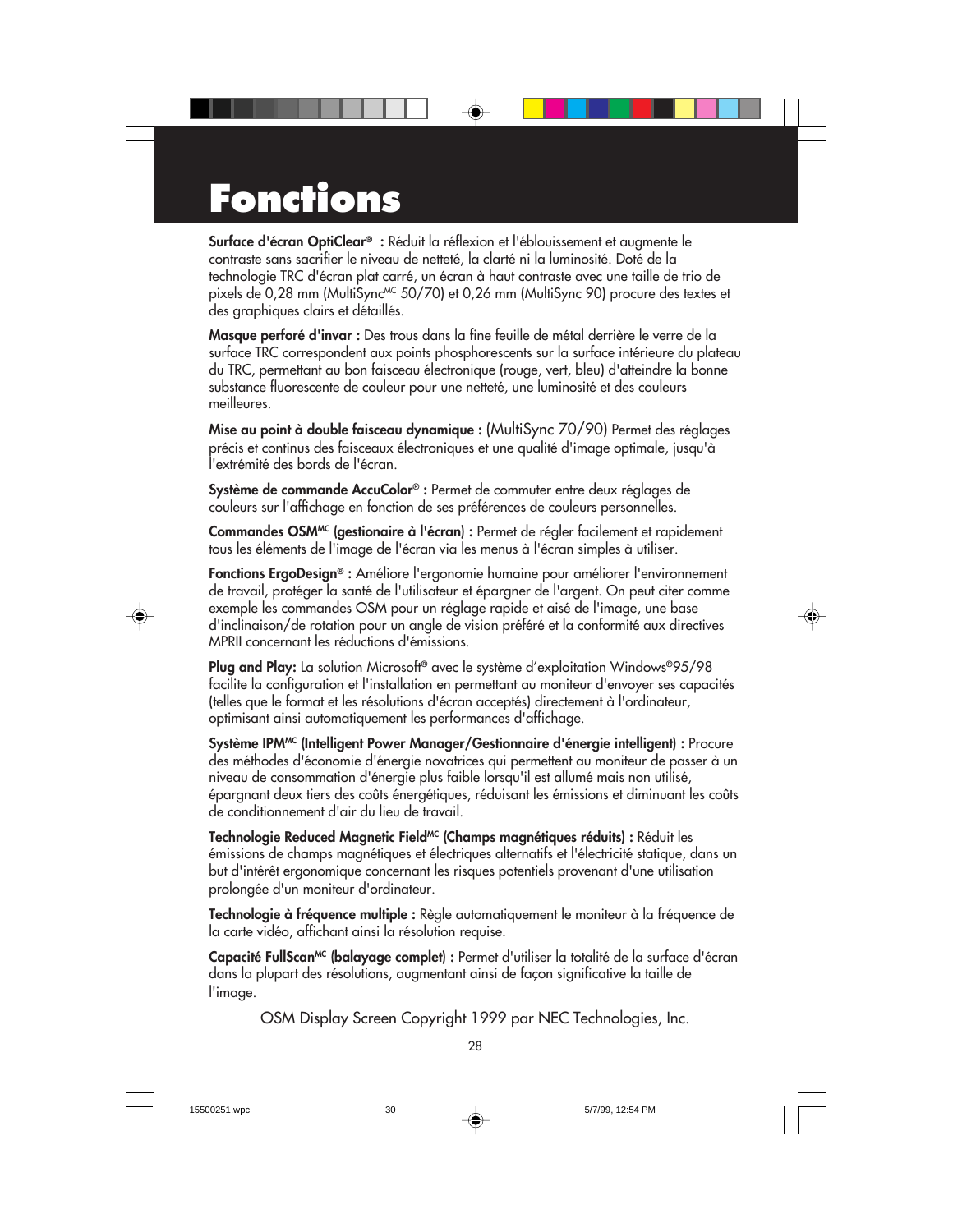# Fonctions

**Surface d'écran OptiClear® :** Réduit la réflexion et l'éblouissement et augmente le contraste sans sacrifier le niveau de netteté, la clarté ni la luminosité. Doté de la technologie TRC d'écran plat carré, un écran à haut contraste avec une taille de trio de pixels de 0,28 mm (MultiSync$^{MC}$ 50/70) et 0,26 mm (MultiSync 90) procure des textes et des graphiques clairs et détaillés.

**Masque perforé d'invar :** Des trous dans la fine feuille de métal derrière le verre de la surface TRC correspondent aux points phosphorescents sur la surface intérieure du plateau du TRC, permettant au bon faisceau électronique (rouge, vert, bleu) d'atteindre la bonne substance fluorescente de couleur pour une netteté, une luminosité et des couleurs meilleures.

**Mise au point à double faisceau dynamique :** (MultiSync 70/90) Permet des réglages précis et continus des faisceaux électroniques et une qualité d'image optimale, jusqu'à l'extrémité des bords de l'écran.

**Système de commande AccuColor® :** Permet de commuter entre deux réglages de couleurs sur l'affichage en fonction de ses préférences de couleurs personnelles.

**Commandes OSM$^{MC}$ (gestionaire à l'écran) :** Permet de régler facilement et rapidement tous les éléments de l'image de l'écran via les menus à l'écran simples à utiliser.

**Fonctions ErgoDesign® :** Améliore l'ergonomie humaine pour améliorer l'environnement de travail, protéger la santé de l'utilisateur et épargner de l'argent. On peut citer comme exemple les commandes OSM pour un réglage rapide et aisé de l'image, une base d'inclinaison/de rotation pour un angle de vision préféré et la conformité aux directives MPRII concernant les réductions d'émissions.

**Plug and Play:** La solution Microsoft® avec le système d'exploitation Windows®95/98 facilite la configuration et l'installation en permettant au moniteur d'envoyer ses capacités (telles que le format et les résolutions d'écran acceptés) directement à l'ordinateur, optimisant ainsi automatiquement les performances d'affichage.

**Système IPM$^{MC}$ (Intelligent Power Manager/Gestionnaire d'énergie intelligent) :** Procure des méthodes d'économie d'énergie novatrices qui permettent au moniteur de passer à un niveau de consommation d'énergie plus faible lorsqu'il est allumé mais non utilisé, épargnant deux tiers des coûts énergétiques, réduisant les émissions et diminuant les coûts de conditionnement d'air du lieu de travail.

**Technologie Reduced Magnetic Field$^{MC}$ (Champs magnétiques réduits) :** Réduit les émissions de champs magnétiques et électriques alternatifs et l'électricité statique, dans un but d'intérêt ergonomique concernant les risques potentiels provenant d'une utilisation prolongée d'un moniteur d'ordinateur.

**Technologie à fréquence multiple :** Règle automatiquement le moniteur à la fréquence de la carte vidéo, affichant ainsi la résolution requise.

**Capacité FullScan$^{MC}$ (balayage complet) :** Permet d'utiliser la totalité de la surface d'écran dans la plupart des résolutions, augmentant ainsi de façon significative la taille de l'image.

OSM Display Screen Copyright 1999 par NEC Technologies, Inc.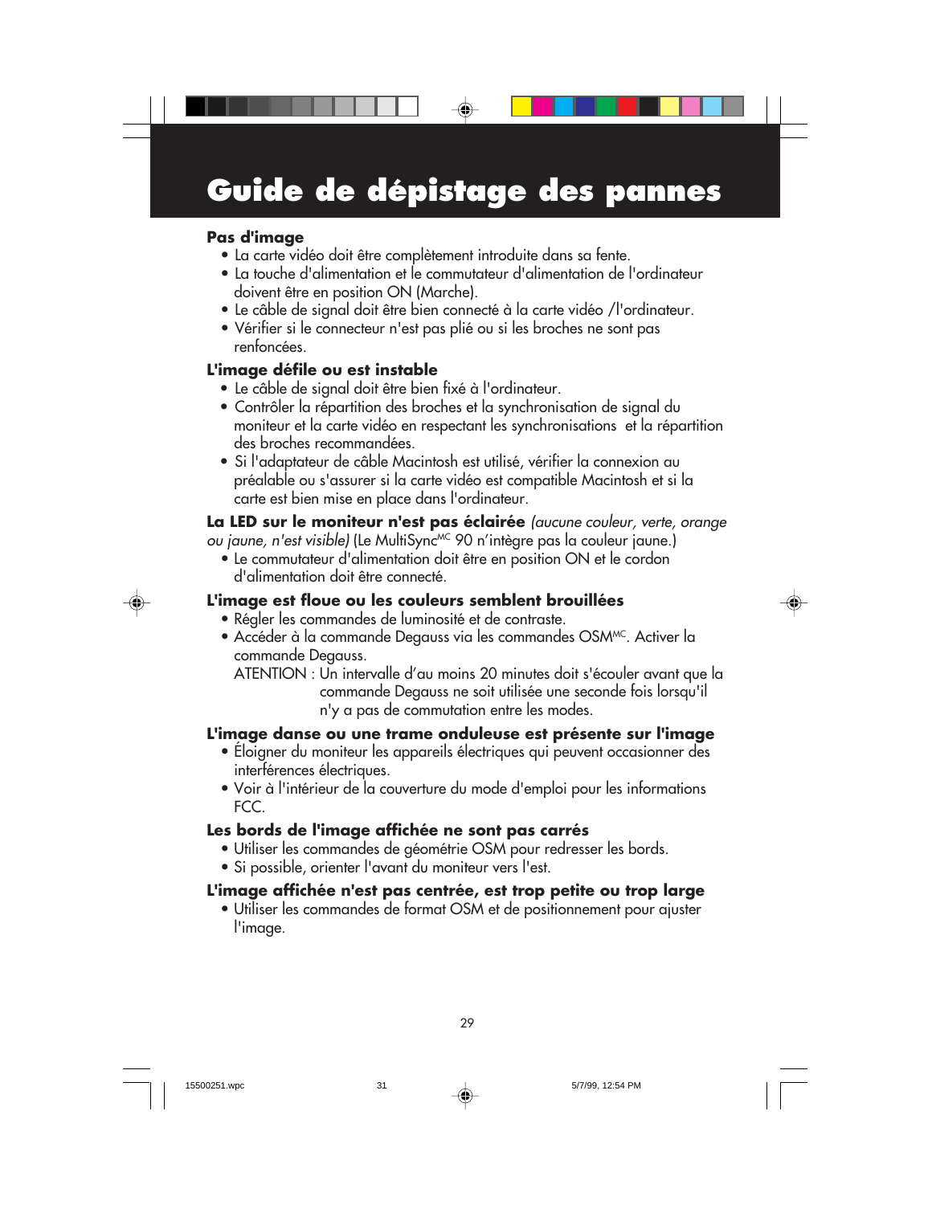# Guide de dépistage des pannes

**Pas d'image**

- La carte vidéo doit être complètement introduite dans sa fente.
- La touche d'alimentation et le commutateur d'alimentation de l'ordinateur doivent être en position ON (Marche).
- Le câble de signal doit être bien connecté à la carte vidéo /l'ordinateur.
- Vérifier si le connecteur n'est pas plié ou si les broches ne sont pas renfoncées.

**L'image défile ou est instable**

- Le câble de signal doit être bien fixé à l'ordinateur.
- Contrôler la répartition des broches et la synchronisation de signal du moniteur et la carte vidéo en respectant les synchronisations et la répartition des broches recommandées.
- Si l'adaptateur de câble Macintosh est utilisé, vérifier la connexion au préalable ou s'assurer si la carte vidéo est compatible Macintosh et si la carte est bien mise en place dans l'ordinateur.

**La LED sur le moniteur n'est pas éclairée** *(aucune couleur, verte, orange ou jaune, n'est visible)* (Le MultiSync[MC] 90 n'intègre pas la couleur jaune.)

- Le commutateur d'alimentation doit être en position ON et le cordon d'alimentation doit être connecté.

**L'image est floue ou les couleurs semblent brouillées**

- Régler les commandes de luminosité et de contraste.
- Accéder à la commande Degauss via les commandes OSM[MC]. Activer la commande Degauss.

  ATENTION : Un intervalle d'au moins 20 minutes doit s'écouler avant que la commande Degauss ne soit utilisée une seconde fois lorsqu'il n'y a pas de commutation entre les modes.

**L'image danse ou une trame onduleuse est présente sur l'image**

- Éloigner du moniteur les appareils électriques qui peuvent occasionner des interférences électriques.
- Voir à l'intérieur de la couverture du mode d'emploi pour les informations FCC.

**Les bords de l'image affichée ne sont pas carrés**

- Utiliser les commandes de géométrie OSM pour redresser les bords.
- Si possible, orienter l'avant du moniteur vers l'est.

**L'image affichée n'est pas centrée, est trop petite ou trop large**

- Utiliser les commandes de format OSM et de positionnement pour ajuster l'image.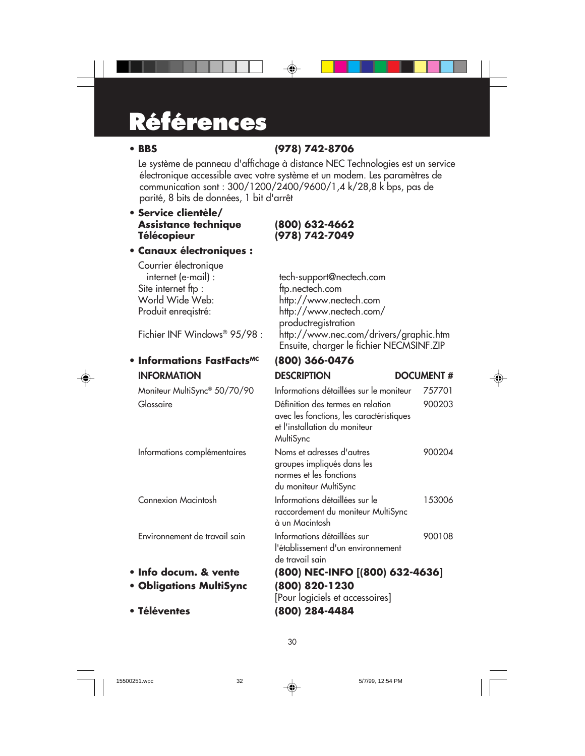# Références

- **BBS** **(978) 742-8706**

  Le système de panneau d'affichage à distance NEC Technologies est un service électronique accessible avec votre système et un modem. Les paramètres de communication sont : 300/1200/2400/9600/1,4 k/28,8 k bps, pas de parité, 8 bits de données, 1 bit d'arrêt

- **Service clientèle/**
  **Assistance technique** **(800) 632-4662**
  **Télécopieur** **(978) 742-7049**

- **Canaux électroniques :**

  Courrier électronique internet (e-mail) : tech-support@nectech.com
  Site internet ftp : ftp.nectech.com
  World Wide Web: http://www.nectech.com
  Produit enregistré: http://www.nectech.com/productregistration
  Fichier INF Windows® 95/98 : http://www.nec.com/drivers/graphic.htm
  Ensuite, charger le fichier NECMSINF.ZIP

- **Informations FastFacts^MC** **(800) 366-0476**

| INFORMATION | DESCRIPTION | DOCUMENT # |
|---|---|---|
| Moniteur MultiSync® 50/70/90 | Informations détaillées sur le moniteur | 757701 |
| Glossaire | Définition des termes en relation avec les fonctions, les caractéristiques et l'installation du moniteur MultiSync | 900203 |
| Informations complémentaires | Noms et adresses d'autres groupes impliqués dans les normes et les fonctions du moniteur MultiSync | 900204 |
| Connexion Macintosh | Informations détaillées sur le raccordement du moniteur MultiSync à un Macintosh | 153006 |
| Environnement de travail sain | Informations détaillées sur l'établissement d'un environnement de travail sain | 900108 |

- **Info docum. & vente** **(800) NEC-INFO [(800) 632-4636]**
- **Obligations MultiSync** **(800) 820-1230**
  [Pour logiciels et accessoires]
- **Téléventes** **(800) 284-4484**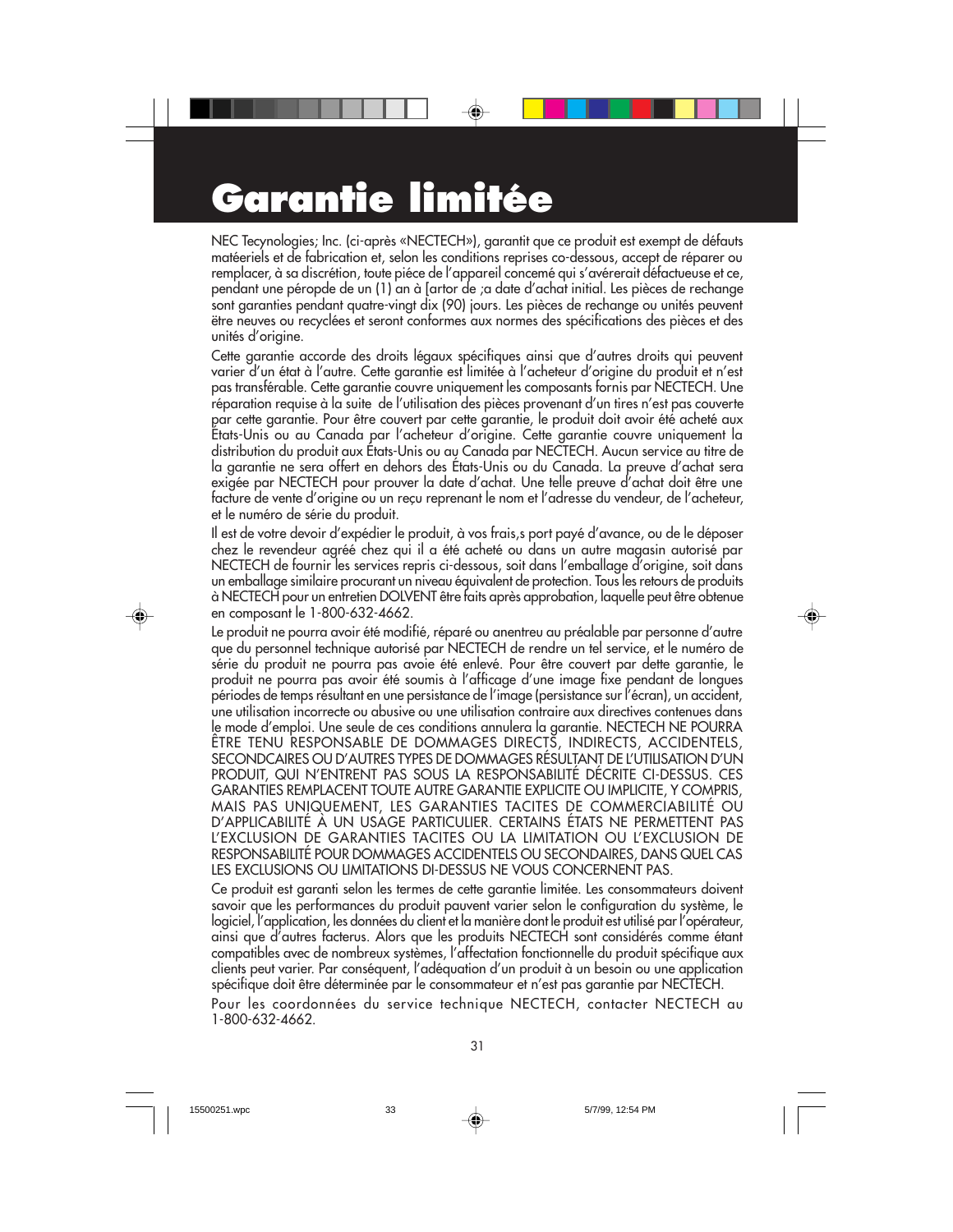# Garantie limitée

NEC Tecynologies; Inc. (ci-après «NECTECH»), garantit que ce produit est exempt de défauts matéeriels et de fabrication et, selon les conditions reprises co-dessous, accept de réparer ou remplacer, à sa discrétion, toute piéce de l'appareil concemé qui s'avérerait défactueuse et ce, pendant une péropde de un (1) an à [artor de ;a date d'achat initial. Les pièces de rechange sont garanties pendant quatre-vingt dix (90) jours. Les pièces de rechange ou unités peuvent ëtre neuves ou recyclées et seront conformes aux normes des spécifications des pièces et des unités d'origine.

Cette garantie accorde des droits légaux spécifiques ainsi que d'autres droits qui peuvent varier d'un état à l'autre. Cette garantie est limitée à l'acheteur d'origine du produit et n'est pas transférable. Cette garantie couvre uniquement les composants fornis par NECTECH. Une réparation requise à la suite de l'utilisation des pièces provenant d'un tires n'est pas couverte par cette garantie. Pour être couvert par cette garantie, le produit doit avoir été acheté aux États-Unis ou au Canada par l'acheteur d'origine. Cette garantie couvre uniquement la distribution du produit aux États-Unis ou au Canada par NECTECH. Aucun service au titre de la garantie ne sera offert en dehors des États-Unis ou du Canada. La preuve d'achat sera exigée par NECTECH pour prouver la date d'achat. Une telle preuve d'achat doit être une facture de vente d'origine ou un reçu reprenant le nom et l'adresse du vendeur, de l'acheteur, et le numéro de série du produit.

Il est de votre devoir d'expédier le produit, à vos frais,s port payé d'avance, ou de le déposer chez le revendeur agréé chez qui il a été acheté ou dans un autre magasin autorisé par NECTECH de fournir les services repris ci-dessous, soit dans l'emballage d'origine, soit dans un emballage similaire procurant un niveau équivalent de protection. Tous les retours de produits à NECTECH pour un entretien DOLVENT être faits après approbation, laquelle peut être obtenue en composant le 1-800-632-4662.

Le produit ne pourra avoir été modifié, réparé ou anentreu au préalable par personne d'autre que du personnel technique autorisé par NECTECH de rendre un tel service, et le numéro de série du produit ne pourra pas avoie été enlevé. Pour être couvert par dette garantie, le produit ne pourra pas avoir été soumis à l'afficage d'une image fixe pendant de longues périodes de temps résultant en une persistance de l'image (persistance sur l'écran), un accident, une utilisation incorrecte ou abusive ou une utilisation contraire aux directives contenues dans le mode d'emploi. Une seule de ces conditions annulera la garantie. NECTECH NE POURRA ÊTRE TENU RESPONSABLE DE DOMMAGES DIRECTS, INDIRECTS, ACCIDENTELS, SECONDCAIRES OU D'AUTRES TYPES DE DOMMAGES RÉSULTANT DE L'UTILISATION D'UN PRODUIT, QUI N'ENTRENT PAS SOUS LA RESPONSABILITÉ DÉCRITE CI-DESSUS. CES GARANTIES REMPLACENT TOUTE AUTRE GARANTIE EXPLICITE OU IMPLICITE, Y COMPRIS, MAIS PAS UNIQUEMENT, LES GARANTIES TACITES DE COMMERCIABILITÉ OU D'APPLICABILITÉ À UN USAGE PARTICULIER. CERTAINS ÉTATS NE PERMETTENT PAS L'EXCLUSION DE GARANTIES TACITES OU LA LIMITATION OU L'EXCLUSION DE RESPONSABILITÉ POUR DOMMAGES ACCIDENTELS OU SECONDAIRES, DANS QUEL CAS LES EXCLUSIONS OU LIMITATIONS DI-DESSUS NE VOUS CONCERNENT PAS.

Ce produit est garanti selon les termes de cette garantie limitée. Les consommateurs doivent savoir que les performances du produit pauvent varier selon le configuration du système, le logiciel, l'application, les données du client et la manière dont le produit est utilisé par l'opérateur, ainsi que d'autres facterus. Alors que les produits NECTECH sont considérés comme étant compatibles avec de nombreux systèmes, l'affectation fonctionnelle du produit spécifique aux clients peut varier. Par conséquent, l'adéquation d'un produit à un besoin ou une application spécifique doit être déterminée par le consommateur et n'est pas garantie par NECTECH.

Pour les coordonnées du service technique NECTECH, contacter NECTECH au 1-800-632-4662.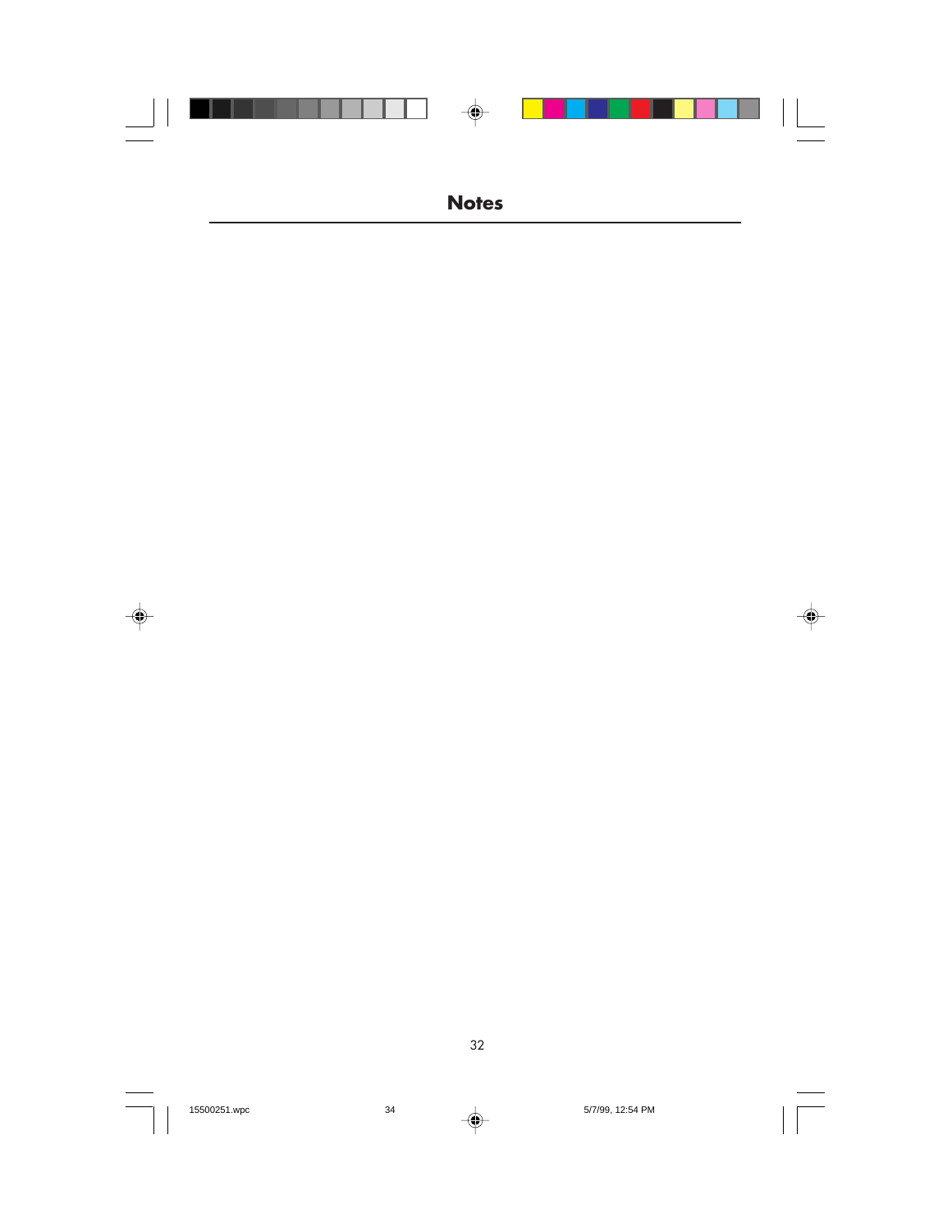# Notes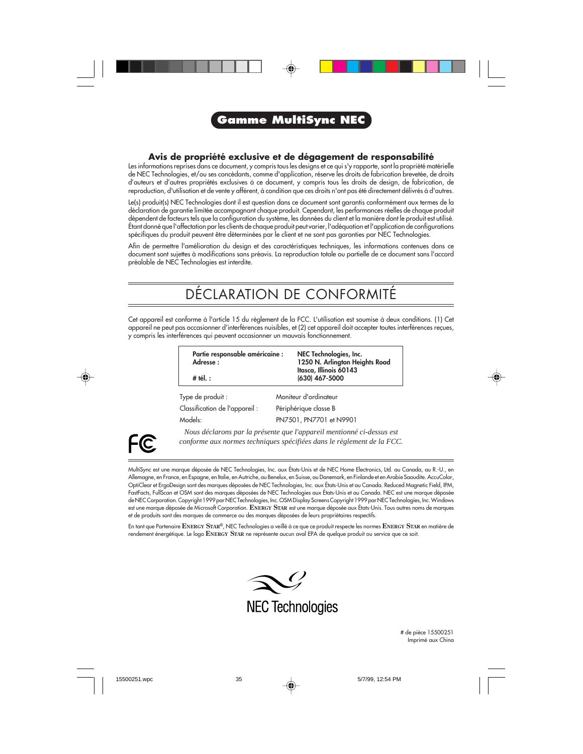# Gamme MultiSync NEC

## Avis de propriété exclusive et de dégagement de responsabilité

Les informations reprises dans ce document, y compris tous les designs et ce qui s'y rapporte, sont la propriété matérielle de NEC Technologies, et/ou ses concédants, comme d'application, réserve les droits de fabrication brevetée, de droits d'auteurs et d'autres propriétés exclusives à ce document, y compris tous les droits de design, de fabrication, de reproduction, d'utilisation et de vente y afférent, à condition que ces droits n'ont pas été directement délivrés à d'autres.

Le(s) produit(s) NEC Technologies dont il est question dans ce document sont garantis conformément aux termes de la déclaration de garantie limitée accompagnant chaque produit. Cependant, les performances réelles de chaque produit dépendent de facteurs tels que la configuration du système, les données du client et la manière dont le produit est utilisé. Étant donné que l'affectation par les clients de chaque produit peut varier, l'adéquation et l'application de configurations spécifiques du produit peuvent être déterminées par le client et ne sont pas garanties par NEC Technologies.

Afin de permettre l'amélioration du design et des caractéristiques techniques, les informations contenues dans ce document sont sujettes à modifications sans préavis. La reproduction totale ou partielle de ce document sans l'accord préalable de NEC Technologies est interdite.

# DÉCLARATION DE CONFORMITÉ

Cet appareil est conforme à l'article 15 du règlement de la FCC. L'utilisation est soumise à deux conditions. (1) Cet appareil ne peut pas occasionner d'interférences nuisibles, et (2) cet appareil doit accepter toutes interférences reçues, y compris les interférences qui peuvent occasionner un mauvais fonctionnement.

| | |
|---|---|
| **Partie responsable américaine :** | **NEC Technologies, Inc.** |
| **Adresse :** | **1250 N. Arlington Heights Road** |
| | **Itasca, Illinois 60143** |
| **# tél. :** | **(630) 467-5000** |

| | |
|---|---|
| Type de produit : | Moniteur d'ordinateur |
| Classification de l'appareil : | Périphérique classe B |
| Models: | PN7501, PN7701 et N9901 |

*Nous déclarons par la présente que l'appareil mentionné ci-dessus est conforme aux normes techniques spécifiées dans le règlement de la FCC.*

MultiSync est une marque déposée de NEC Technologies, Inc. aux États-Unis et de NEC Home Electronics, Ltd. au Canada, au R.-U., en Allemagne, en France, en Espagne, en Italie, en Autriche, au Benelux, en Suisse, au Danemark, en Finlande et en Arabie Saoudite. AccuColor, OptiClear et ErgoDesign sont des marques déposées de NEC Technologies, Inc. aux États-Unis et au Canada. Reduced Magnetic Field, IPM, FastFacts, FullScan et OSM sont des marques déposées de NEC Technologies aux États-Unis et au Canada. NEC est une marque déposée de NEC Corporation. Copyright 1999 par NEC Technologies, Inc. OSM Display Screens Copyright 1999 par NEC Technologies, Inc. Windows est une marque déposée de Microsoft Corporation. ENERGY STAR est une marque déposée aux États-Unis. Tous autres noms de marques et de produits sont des marques de commerce ou des marques déposées de leurs propriétaires respectifs.

En tant que Partenaire ENERGY STAR®, NEC Technologies a veillé à ce que ce produit respecte les normes ENERGY STAR en matière de rendement énergétique. Le logo ENERGY STAR ne représente aucun aval EPA de quelque produit ou service que ce soit.

NEC Technologies

# de pièce 15500251
Imprimé aux China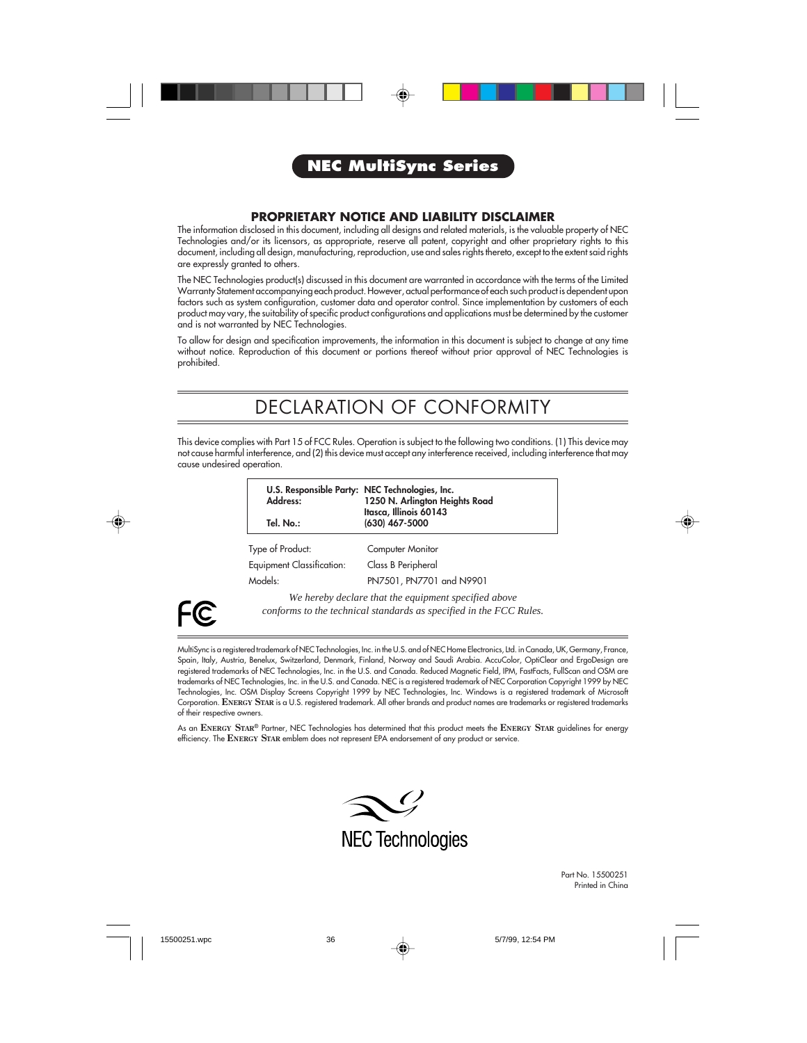# NEC MultiSync Series

## PROPRIETARY NOTICE AND LIABILITY DISCLAIMER

The information disclosed in this document, including all designs and related materials, is the valuable property of NEC Technologies and/or its licensors, as appropriate, reserve all patent, copyright and other proprietary rights to this document, including all design, manufacturing, reproduction, use and sales rights thereto, except to the extent said rights are expressly granted to others.

The NEC Technologies product(s) discussed in this document are warranted in accordance with the terms of the Limited Warranty Statement accompanying each product. However, actual performance of each such product is dependent upon factors such as system configuration, customer data and operator control. Since implementation by customers of each product may vary, the suitability of specific product configurations and applications must be determined by the customer and is not warranted by NEC Technologies.

To allow for design and specification improvements, the information in this document is subject to change at any time without notice. Reproduction of this document or portions thereof without prior approval of NEC Technologies is prohibited.

## DECLARATION OF CONFORMITY

This device complies with Part 15 of FCC Rules. Operation is subject to the following two conditions. (1) This device may not cause harmful interference, and (2) this device must accept any interference received, including interference that may cause undesired operation.

| | |
|---|---|
| **U.S. Responsible Party:** | **NEC Technologies, Inc.** |
| **Address:** | **1250 N. Arlington Heights Road** |
| | **Itasca, Illinois 60143** |
| **Tel. No.:** | **(630) 467-5000** |

| | |
|---|---|
| Type of Product: | Computer Monitor |
| Equipment Classification: | Class B Peripheral |
| Models: | PN7501, PN7701 and N9901 |

*We hereby declare that the equipment specified above conforms to the technical standards as specified in the FCC Rules.*

MultiSync is a registered trademark of NEC Technologies, Inc. in the U.S. and of NEC Home Electronics, Ltd. in Canada, UK, Germany, France, Spain, Italy, Austria, Benelux, Switzerland, Denmark, Finland, Norway and Saudi Arabia. AccuColor, OptiClear and ErgoDesign are registered trademarks of NEC Technologies, Inc. in the U.S. and Canada. Reduced Magnetic Field, IPM, FastFacts, FullScan and OSM are trademarks of NEC Technologies, Inc. in the U.S. and Canada. NEC is a registered trademark of NEC Corporation Copyright 1999 by NEC Technologies, Inc. OSM Display Screens Copyright 1999 by NEC Technologies, Inc. Windows is a registered trademark of Microsoft Corporation. ENERGY STAR is a U.S. registered trademark. All other brands and product names are trademarks or registered trademarks of their respective owners.

As an ENERGY STAR® Partner, NEC Technologies has determined that this product meets the ENERGY STAR guidelines for energy efficiency. The ENERGY STAR emblem does not represent EPA endorsement of any product or service.

NEC Technologies

Part No. 15500251
Printed in China